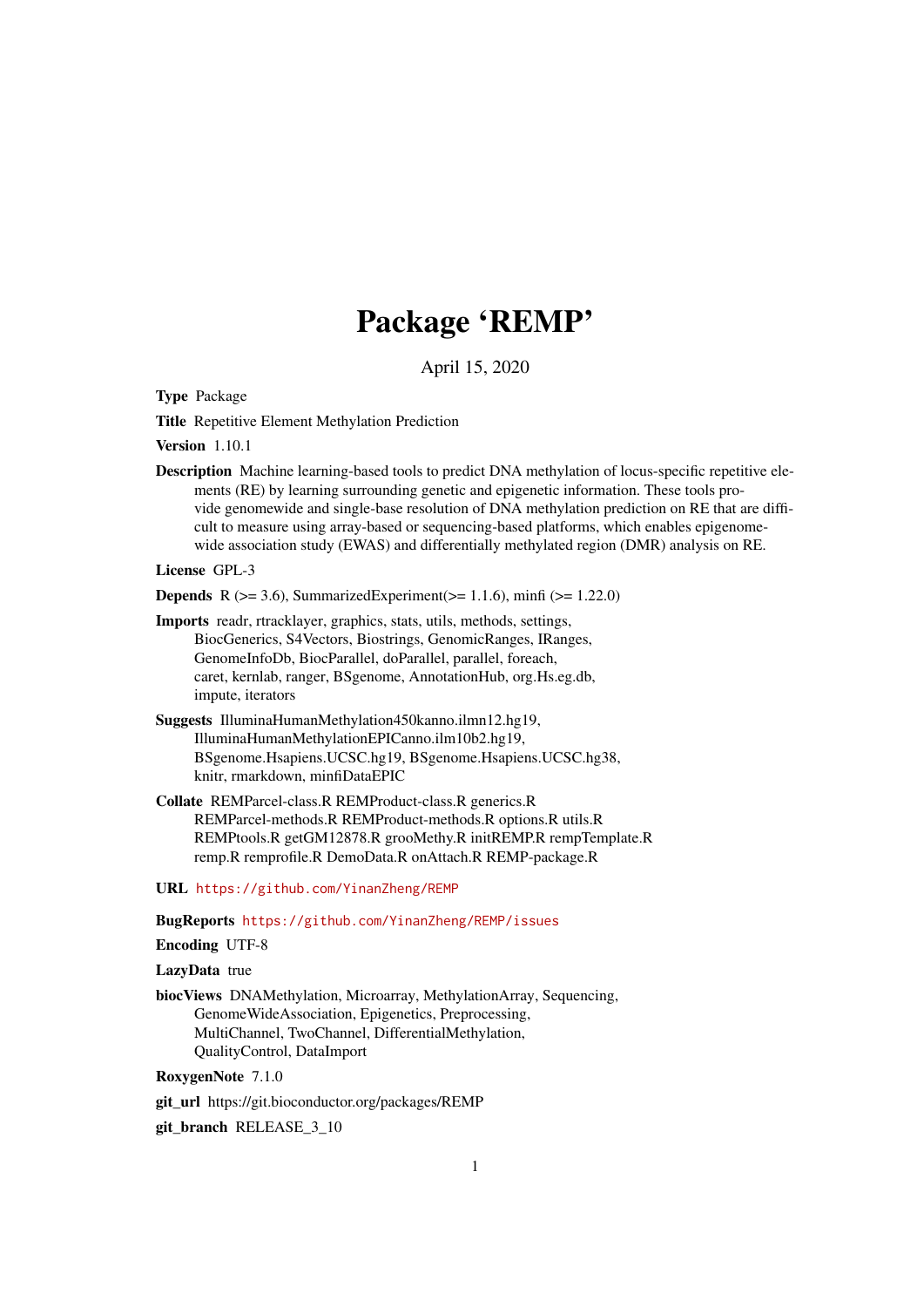# Package 'REMP'

April 15, 2020

**Type** Package

**Title** Repetitive Element Methylation Prediction

**Version** 1.10.1

**Description** Machine learning-based tools to predict DNA methylation of locus-specific repetitive elements (RE) by learning surrounding genetic and epigenetic information. These tools provide genomewide and single-base resolution of DNA methylation prediction on RE that are difficult to measure using array-based or sequencing-based platforms, which enables epigenome-wide association study (EWAS) and differentially methylated region (DMR) analysis on RE.

**License** GPL-3

**Depends** R (>= 3.6), SummarizedExperiment(>= 1.1.6), minfi (>= 1.22.0)

**Imports** readr, rtracklayer, graphics, stats, utils, methods, settings, BiocGenerics, S4Vectors, Biostrings, GenomicRanges, IRanges, GenomeInfoDb, BiocParallel, doParallel, parallel, foreach, caret, kernlab, ranger, BSgenome, AnnotationHub, org.Hs.eg.db, impute, iterators

**Suggests** IlluminaHumanMethylation450kanno.ilmn12.hg19, IlluminaHumanMethylationEPICanno.ilm10b2.hg19, BSgenome.Hsapiens.UCSC.hg19, BSgenome.Hsapiens.UCSC.hg38, knitr, rmarkdown, minfiDataEPIC

**Collate** REMParcel-class.R REMProduct-class.R generics.R REMParcel-methods.R REMProduct-methods.R options.R utils.R REMPtools.R getGM12878.R grooMethy.R initREMP.R rempTemplate.R remp.R remprofile.R DemoData.R onAttach.R REMP-package.R

**URL** https://github.com/YinanZheng/REMP

**BugReports** https://github.com/YinanZheng/REMP/issues

**Encoding** UTF-8

**LazyData** true

**biocViews** DNAMethylation, Microarray, MethylationArray, Sequencing, GenomeWideAssociation, Epigenetics, Preprocessing, MultiChannel, TwoChannel, DifferentialMethylation, QualityControl, DataImport

**RoxygenNote** 7.1.0

**git_url** https://git.bioconductor.org/packages/REMP

**git_branch** RELEASE_3_10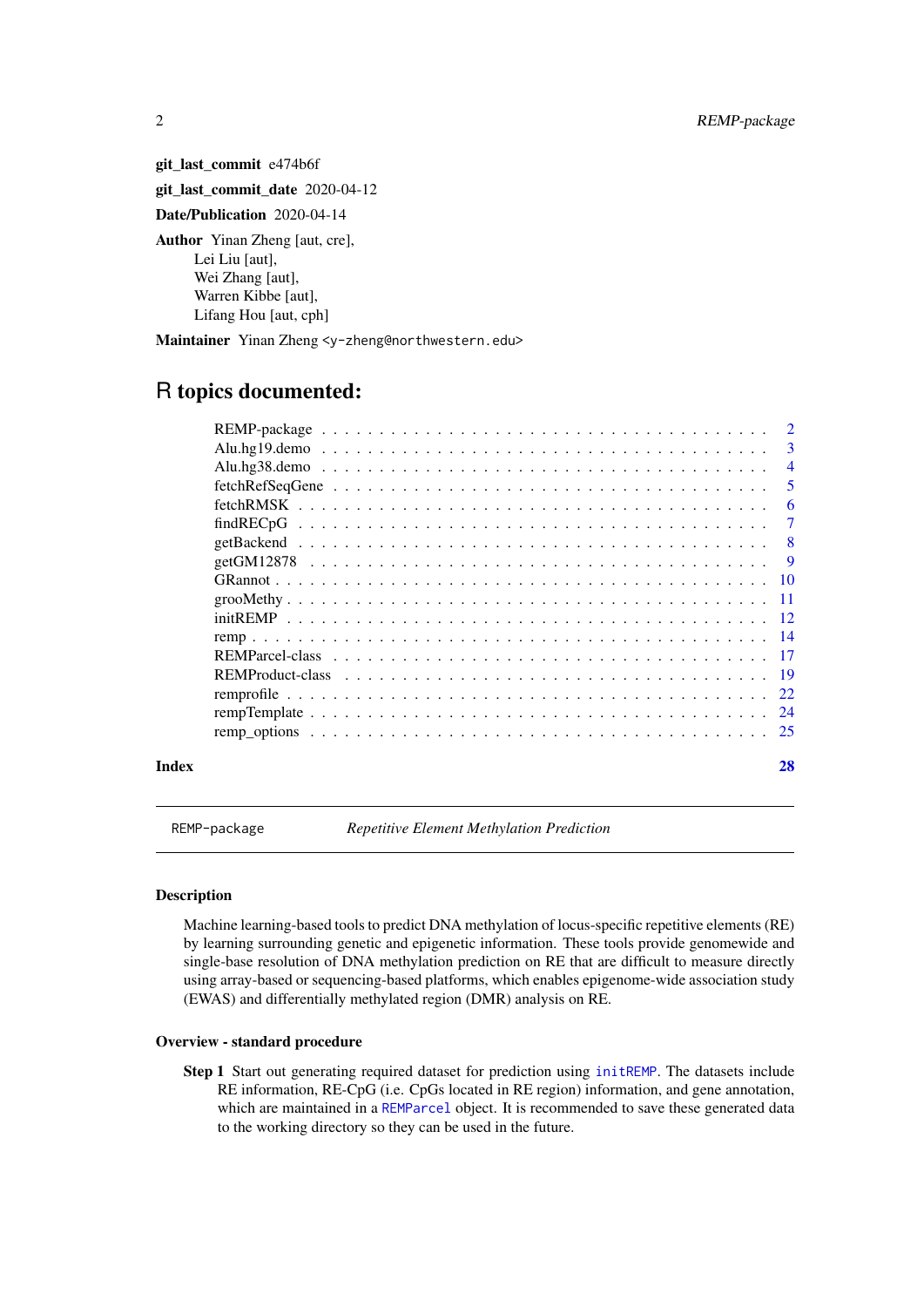**git_last_commit** e474b6f

**git_last_commit_date** 2020-04-12

**Date/Publication** 2020-04-14

**Author** Yinan Zheng [aut, cre],
Lei Liu [aut],
Wei Zhang [aut],
Warren Kibbe [aut],
Lifang Hou [aut, cph]

**Maintainer** Yinan Zheng <y-zheng@northwestern.edu>

# R topics documented:

- REMP-package . . . . . 2
- Alu.hg19.demo . . . . . 3
- Alu.hg38.demo . . . . . 4
- fetchRefSeqGene . . . . . 5
- fetchRMSK . . . . . 6
- findRECpG . . . . . 7
- getBackend . . . . . 8
- getGM12878 . . . . . 9
- GRannot . . . . . 10
- grooMethy . . . . . 11
- initREMP . . . . . 12
- remp . . . . . 14
- REMParcel-class . . . . . 17
- REMProduct-class . . . . . 19
- remprofile . . . . . 22
- rempTemplate . . . . . 24
- remp_options . . . . . 25

**Index** 28

---

## REMP-package — *Repetitive Element Methylation Prediction*

### Description

Machine learning-based tools to predict DNA methylation of locus-specific repetitive elements (RE) by learning surrounding genetic and epigenetic information. These tools provide genomewide and single-base resolution of DNA methylation prediction on RE that are difficult to measure directly using array-based or sequencing-based platforms, which enables epigenome-wide association study (EWAS) and differentially methylated region (DMR) analysis on RE.

### Overview - standard procedure

**Step 1** Start out generating required dataset for prediction using `initREMP`. The datasets include RE information, RE-CpG (i.e. CpGs located in RE region) information, and gene annotation, which are maintained in a `REMParcel` object. It is recommended to save these generated data to the working directory so they can be used in the future.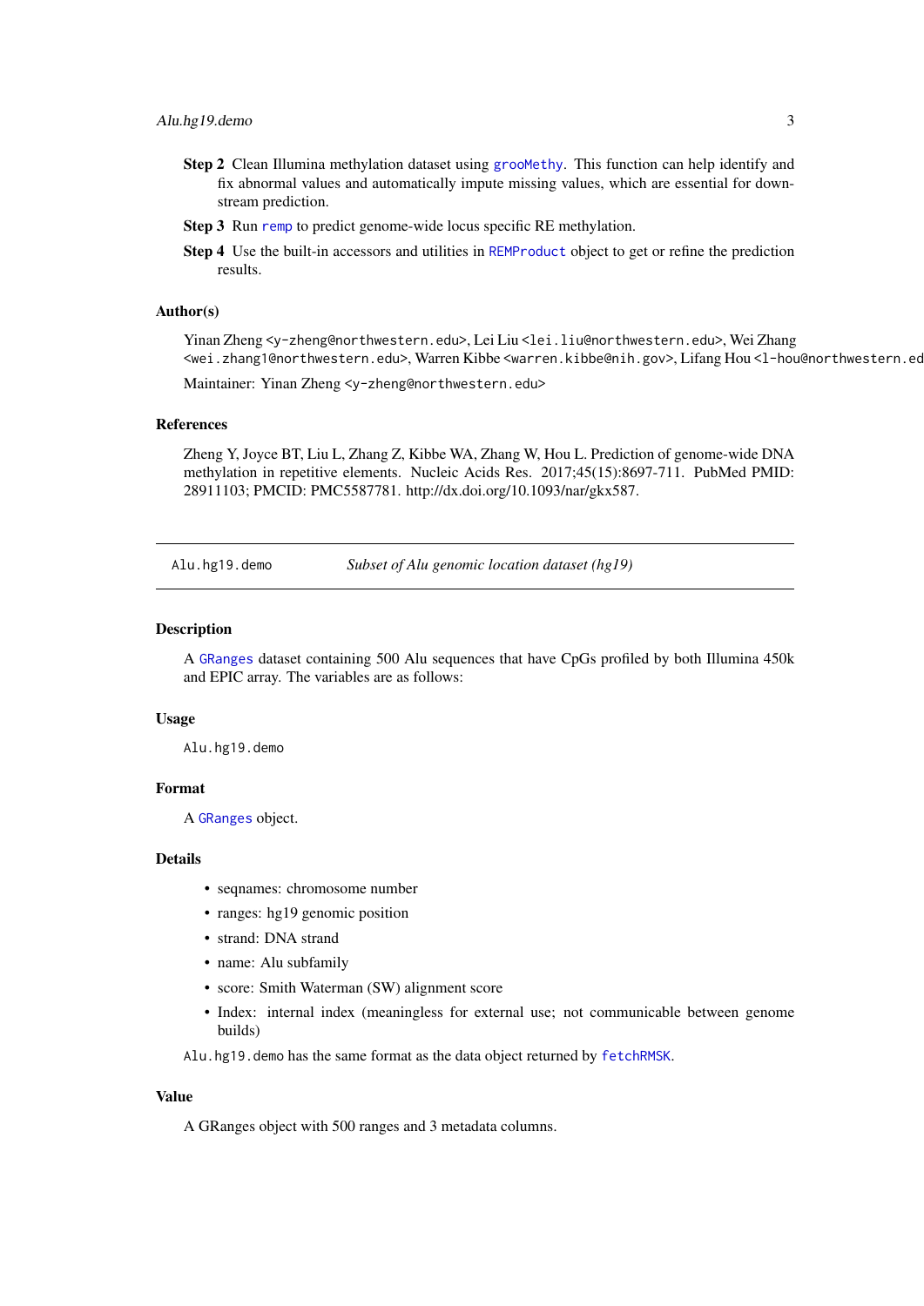**Step 2** Clean Illumina methylation dataset using `grooMethy`. This function can help identify and fix abnormal values and automatically impute missing values, which are essential for downstream prediction.

**Step 3** Run `remp` to predict genome-wide locus specific RE methylation.

**Step 4** Use the built-in accessors and utilities in `REMProduct` object to get or refine the prediction results.

### Author(s)

Yinan Zheng <y-zheng@northwestern.edu>, Lei Liu <lei.liu@northwestern.edu>, Wei Zhang <wei.zhang1@northwestern.edu>, Warren Kibbe <warren.kibbe@nih.gov>, Lifang Hou <l-hou@northwestern.ed

Maintainer: Yinan Zheng <y-zheng@northwestern.edu>

### References

Zheng Y, Joyce BT, Liu L, Zhang Z, Kibbe WA, Zhang W, Hou L. Prediction of genome-wide DNA methylation in repetitive elements. Nucleic Acids Res. 2017;45(15):8697-711. PubMed PMID: 28911103; PMCID: PMC5587781. http://dx.doi.org/10.1093/nar/gkx587.

---

## Alu.hg19.demo — *Subset of Alu genomic location dataset (hg19)*

---

### Description

A `GRanges` dataset containing 500 Alu sequences that have CpGs profiled by both Illumina 450k and EPIC array. The variables are as follows:

### Usage

```
Alu.hg19.demo
```

### Format

A `GRanges` object.

### Details

- seqnames: chromosome number
- ranges: hg19 genomic position
- strand: DNA strand
- name: Alu subfamily
- score: Smith Waterman (SW) alignment score
- Index: internal index (meaningless for external use; not communicable between genome builds)

`Alu.hg19.demo` has the same format as the data object returned by `fetchRMSK`.

### Value

A GRanges object with 500 ranges and 3 metadata columns.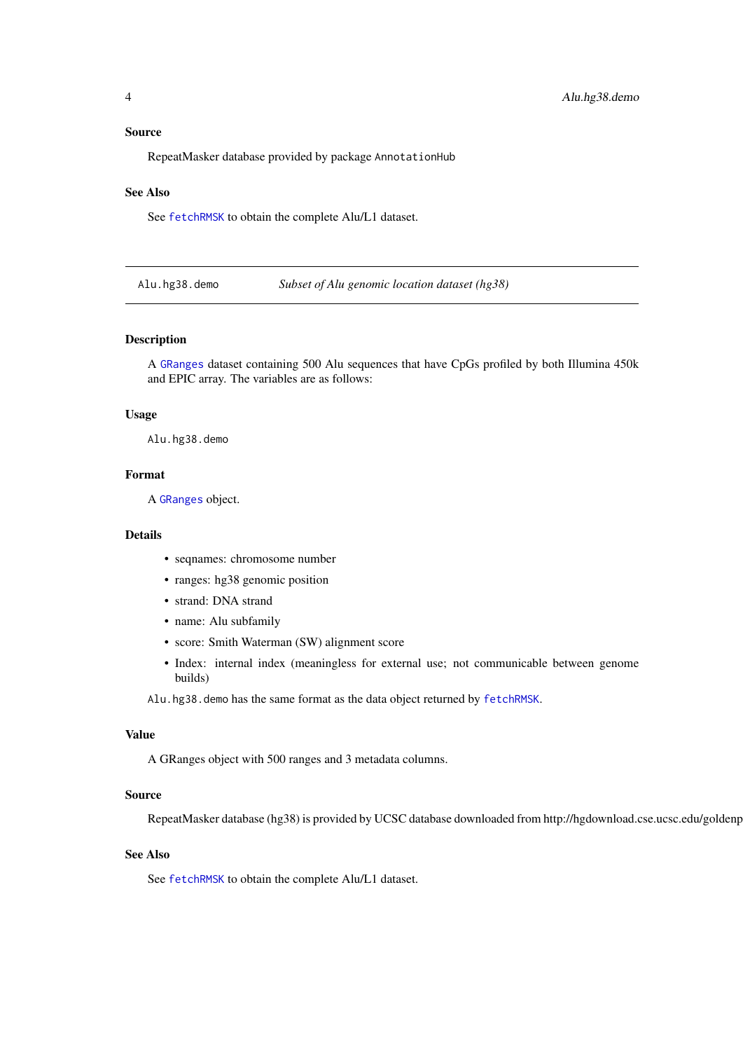## Source

RepeatMasker database provided by package `AnnotationHub`

## See Also

See `fetchRMSK` to obtain the complete Alu/L1 dataset.

---

`Alu.hg38.demo` *Subset of Alu genomic location dataset (hg38)*

---

## Description

A `GRanges` dataset containing 500 Alu sequences that have CpGs profiled by both Illumina 450k and EPIC array. The variables are as follows:

## Usage

```
Alu.hg38.demo
```

## Format

A `GRanges` object.

## Details

- seqnames: chromosome number
- ranges: hg38 genomic position
- strand: DNA strand
- name: Alu subfamily
- score: Smith Waterman (SW) alignment score
- Index: internal index (meaningless for external use; not communicable between genome builds)

`Alu.hg38.demo` has the same format as the data object returned by `fetchRMSK`.

## Value

A GRanges object with 500 ranges and 3 metadata columns.

## Source

RepeatMasker database (hg38) is provided by UCSC database downloaded from http://hgdownload.cse.ucsc.edu/goldenp

## See Also

See `fetchRMSK` to obtain the complete Alu/L1 dataset.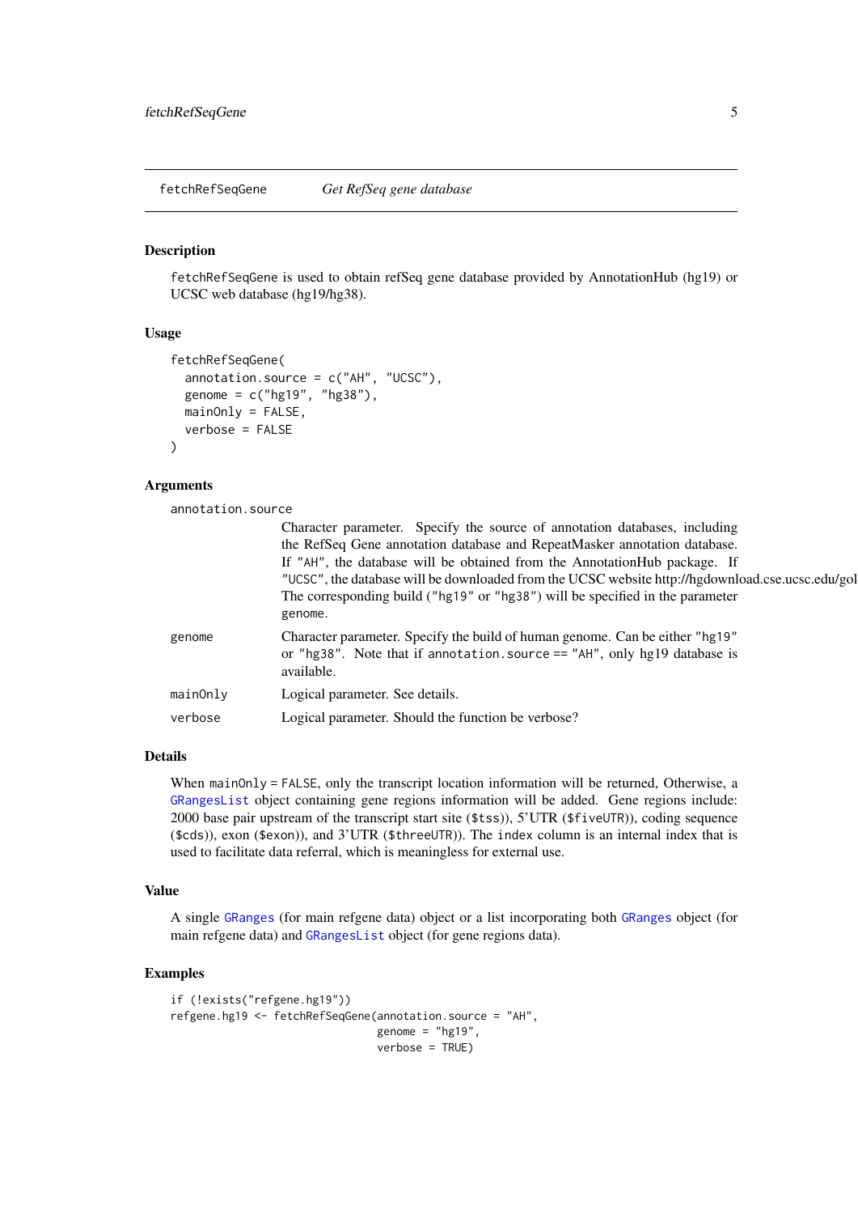## fetchRefSeqGene — *Get RefSeq gene database*

### Description

fetchRefSeqGene is used to obtain refSeq gene database provided by AnnotationHub (hg19) or UCSC web database (hg19/hg38).

### Usage

```
fetchRefSeqGene(
  annotation.source = c("AH", "UCSC"),
  genome = c("hg19", "hg38"),
  mainOnly = FALSE,
  verbose = FALSE
)
```

### Arguments

| | |
|---|---|
| annotation.source | Character parameter. Specify the source of annotation databases, including the RefSeq Gene annotation database and RepeatMasker annotation database. If "AH", the database will be obtained from the AnnotationHub package. If "UCSC", the database will be downloaded from the UCSC website http://hgdownload.cse.ucsc.edu/gol The corresponding build ("hg19" or "hg38") will be specified in the parameter genome. |
| genome | Character parameter. Specify the build of human genome. Can be either "hg19" or "hg38". Note that if annotation.source == "AH", only hg19 database is available. |
| mainOnly | Logical parameter. See details. |
| verbose | Logical parameter. Should the function be verbose? |

### Details

When mainOnly = FALSE, only the transcript location information will be returned, Otherwise, a GRangesList object containing gene regions information will be added. Gene regions include: 2000 base pair upstream of the transcript start site ($tss)), 5'UTR ($fiveUTR)), coding sequence ($cds)), exon ($exon)), and 3'UTR ($threeUTR)). The index column is an internal index that is used to facilitate data referral, which is meaningless for external use.

### Value

A single GRanges (for main refgene data) object or a list incorporating both GRanges object (for main refgene data) and GRangesList object (for gene regions data).

### Examples

```
if (!exists("refgene.hg19"))
refgene.hg19 <- fetchRefSeqGene(annotation.source = "AH",
                                genome = "hg19",
                                verbose = TRUE)
```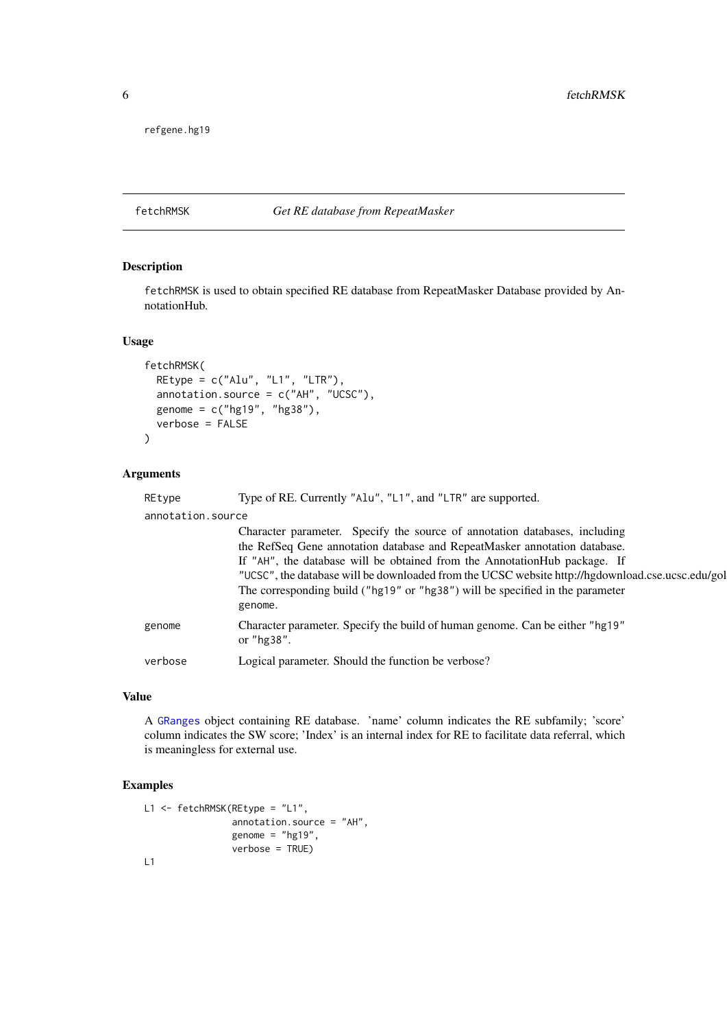refgene.hg19

## fetchRMSK — *Get RE database from RepeatMasker*

### Description

fetchRMSK is used to obtain specified RE database from RepeatMasker Database provided by AnnotationHub.

### Usage

```
fetchRMSK(
  REtype = c("Alu", "L1", "LTR"),
  annotation.source = c("AH", "UCSC"),
  genome = c("hg19", "hg38"),
  verbose = FALSE
)
```

### Arguments

| | |
|---|---|
| REtype | Type of RE. Currently "Alu", "L1", and "LTR" are supported. |
| annotation.source | Character parameter. Specify the source of annotation databases, including the RefSeq Gene annotation database and RepeatMasker annotation database. If "AH", the database will be obtained from the AnnotationHub package. If "UCSC", the database will be downloaded from the UCSC website http://hgdownload.cse.ucsc.edu/gol The corresponding build ("hg19" or "hg38") will be specified in the parameter genome. |
| genome | Character parameter. Specify the build of human genome. Can be either "hg19" or "hg38". |
| verbose | Logical parameter. Should the function be verbose? |

### Value

A GRanges object containing RE database. 'name' column indicates the RE subfamily; 'score' column indicates the SW score; 'Index' is an internal index for RE to facilitate data referral, which is meaningless for external use.

### Examples

```
L1 <- fetchRMSK(REtype = "L1",
                annotation.source = "AH",
                genome = "hg19",
                verbose = TRUE)
L1
```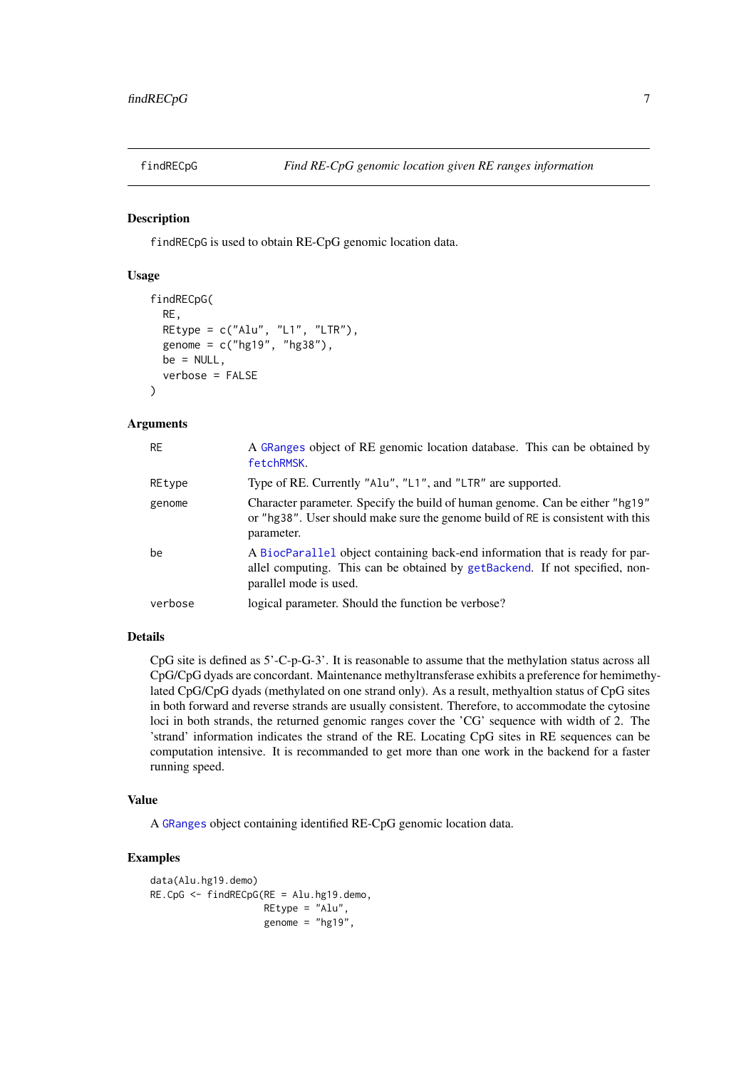## findRECpG — *Find RE-CpG genomic location given RE ranges information*

### Description

`findRECpG` is used to obtain RE-CpG genomic location data.

### Usage

```
findRECpG(
  RE,
  REtype = c("Alu", "L1", "LTR"),
  genome = c("hg19", "hg38"),
  be = NULL,
  verbose = FALSE
)
```

### Arguments

| Argument | Description |
| --- | --- |
| `RE` | A `GRanges` object of RE genomic location database. This can be obtained by `fetchRMSK`. |
| `REtype` | Type of RE. Currently `"Alu"`, `"L1"`, and `"LTR"` are supported. |
| `genome` | Character parameter. Specify the build of human genome. Can be either `"hg19"` or `"hg38"`. User should make sure the genome build of `RE` is consistent with this parameter. |
| `be` | A `BiocParallel` object containing back-end information that is ready for parallel computing. This can be obtained by `getBackend`. If not specified, non-parallel mode is used. |
| `verbose` | logical parameter. Should the function be verbose? |

### Details

CpG site is defined as 5'-C-p-G-3'. It is reasonable to assume that the methylation status across all CpG/CpG dyads are concordant. Maintenance methyltransferase exhibits a preference for hemimethylated CpG/CpG dyads (methylated on one strand only). As a result, methyaltion status of CpG sites in both forward and reverse strands are usually consistent. Therefore, to accommodate the cytosine loci in both strands, the returned genomic ranges cover the 'CG' sequence with width of 2. The 'strand' information indicates the strand of the RE. Locating CpG sites in RE sequences can be computation intensive. It is recommanded to get more than one work in the backend for a faster running speed.

### Value

A `GRanges` object containing identified RE-CpG genomic location data.

### Examples

```
data(Alu.hg19.demo)
RE.CpG <- findRECpG(RE = Alu.hg19.demo,
                    REtype = "Alu",
                    genome = "hg19",
```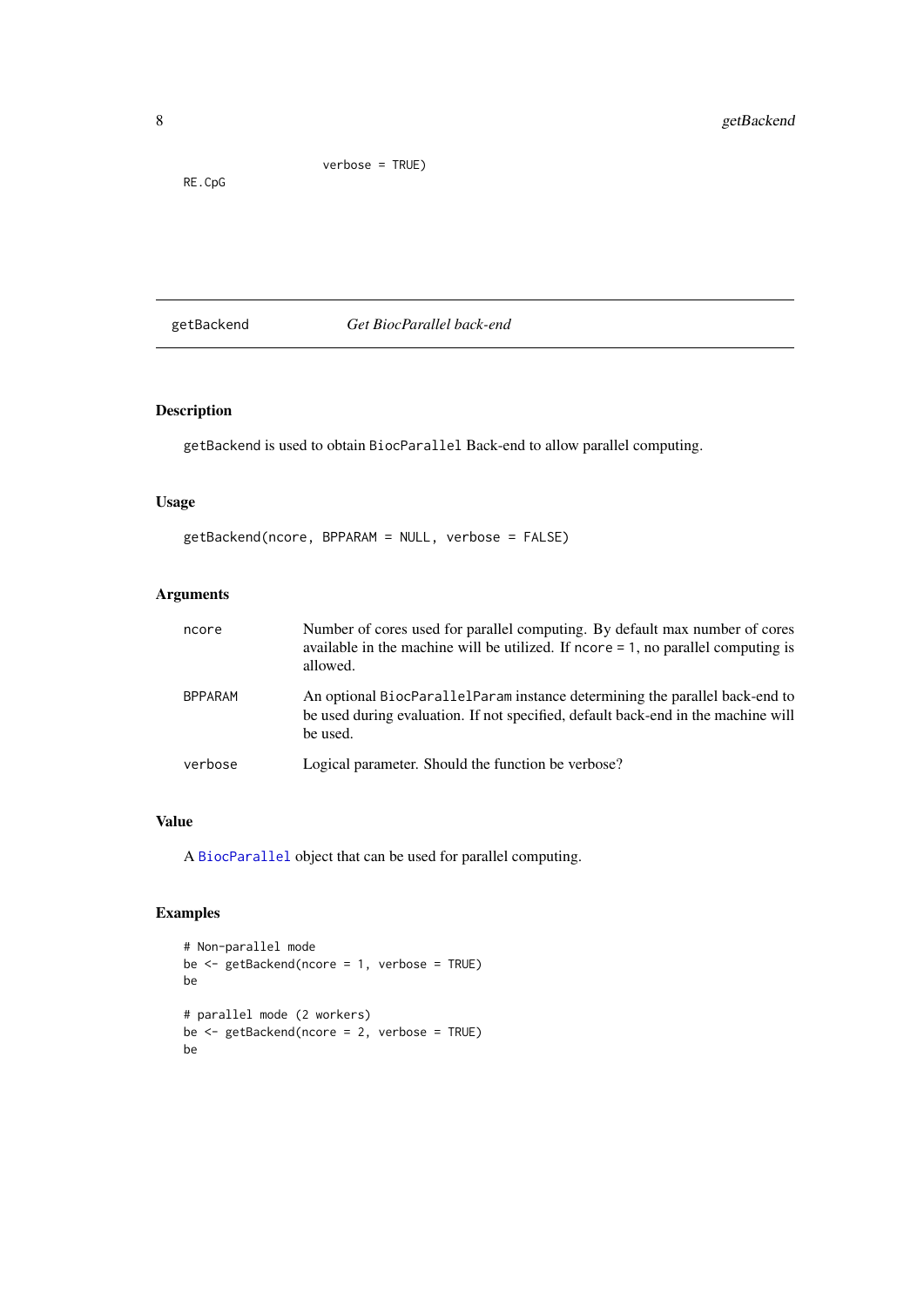```
                    verbose = TRUE)
RE.CpG
```

## getBackend *Get BiocParallel back-end*

### Description

getBackend is used to obtain BiocParallel Back-end to allow parallel computing.

### Usage

```
getBackend(ncore, BPPARAM = NULL, verbose = FALSE)
```

### Arguments

| | |
|---|---|
| ncore | Number of cores used for parallel computing. By default max number of cores available in the machine will be utilized. If ncore = 1, no parallel computing is allowed. |
| BPPARAM | An optional BiocParallelParam instance determining the parallel back-end to be used during evaluation. If not specified, default back-end in the machine will be used. |
| verbose | Logical parameter. Should the function be verbose? |

### Value

A BiocParallel object that can be used for parallel computing.

### Examples

```
# Non-parallel mode
be <- getBackend(ncore = 1, verbose = TRUE)
be

# parallel mode (2 workers)
be <- getBackend(ncore = 2, verbose = TRUE)
be
```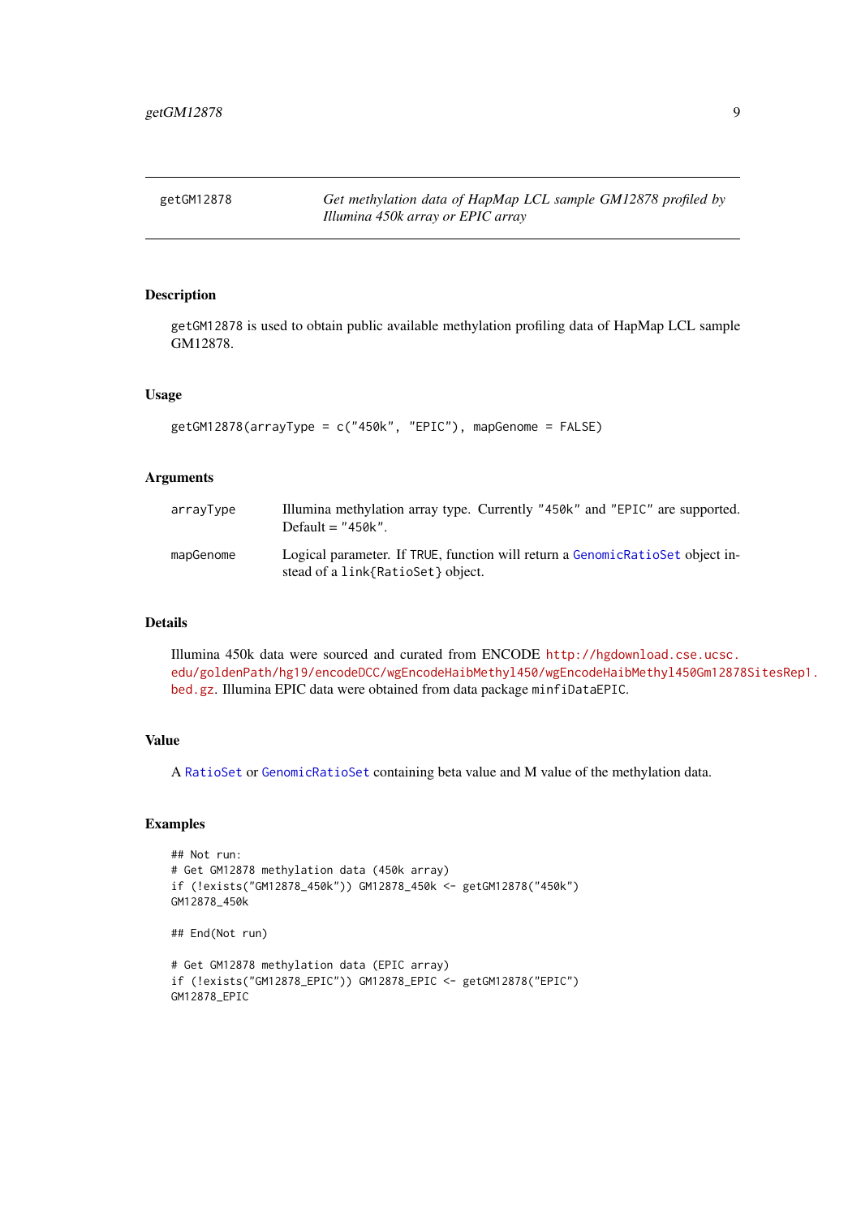## getGM12878 — *Get methylation data of HapMap LCL sample GM12878 profiled by Illumina 450k array or EPIC array*

### Description

getGM12878 is used to obtain public available methylation profiling data of HapMap LCL sample GM12878.

### Usage

```
getGM12878(arrayType = c("450k", "EPIC"), mapGenome = FALSE)
```

### Arguments

| | |
|---|---|
| arrayType | Illumina methylation array type. Currently "450k" and "EPIC" are supported. Default = "450k". |
| mapGenome | Logical parameter. If TRUE, function will return a GenomicRatioSet object instead of a link{RatioSet} object. |

### Details

Illumina 450k data were sourced and curated from ENCODE http://hgdownload.cse.ucsc.edu/goldenPath/hg19/encodeDCC/wgEncodeHaibMethyl450/wgEncodeHaibMethyl450Gm12878SitesRep1.bed.gz. Illumina EPIC data were obtained from data package minfiDataEPIC.

### Value

A RatioSet or GenomicRatioSet containing beta value and M value of the methylation data.

### Examples

```
## Not run:
# Get GM12878 methylation data (450k array)
if (!exists("GM12878_450k")) GM12878_450k <- getGM12878("450k")
GM12878_450k

## End(Not run)

# Get GM12878 methylation data (EPIC array)
if (!exists("GM12878_EPIC")) GM12878_EPIC <- getGM12878("EPIC")
GM12878_EPIC
```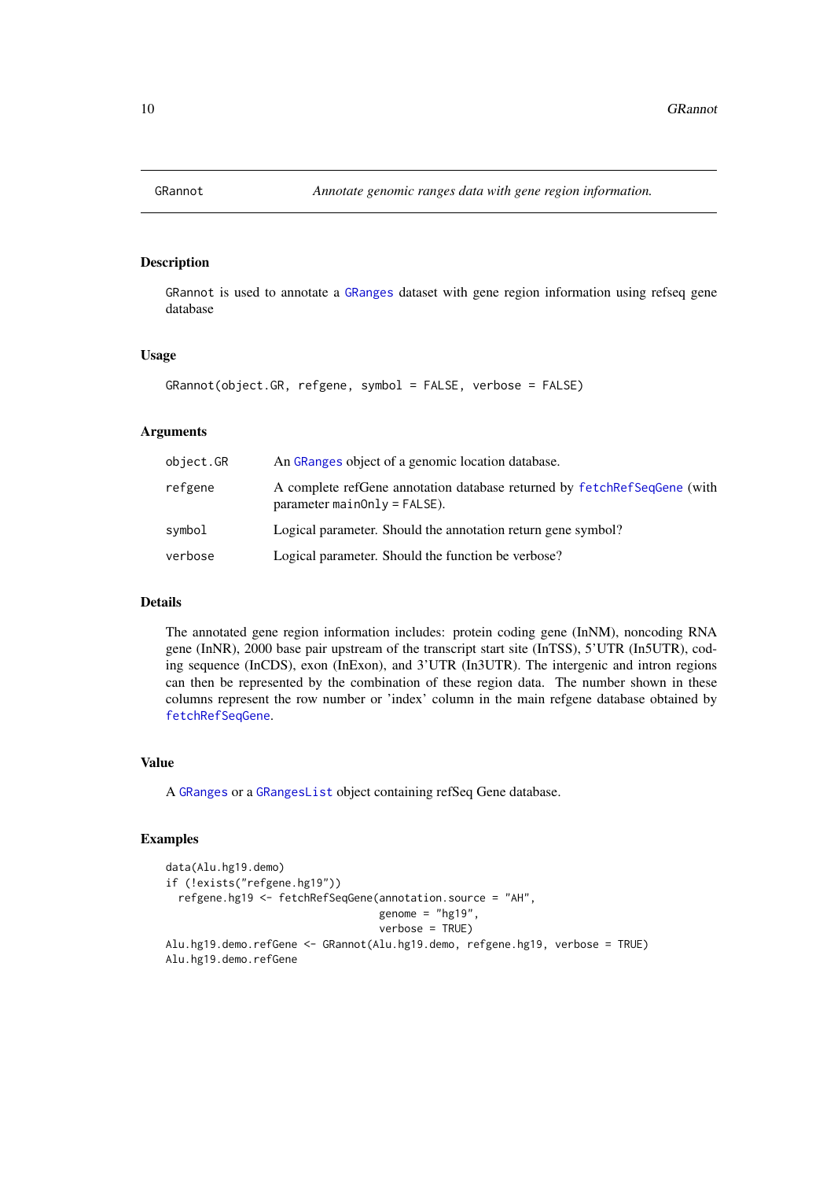# GRannot — *Annotate genomic ranges data with gene region information.*

## Description

GRannot is used to annotate a GRanges dataset with gene region information using refseq gene database

## Usage

```
GRannot(object.GR, refgene, symbol = FALSE, verbose = FALSE)
```

## Arguments

| | |
|---|---|
| object.GR | An GRanges object of a genomic location database. |
| refgene | A complete refGene annotation database returned by fetchRefSeqGene (with parameter mainOnly = FALSE). |
| symbol | Logical parameter. Should the annotation return gene symbol? |
| verbose | Logical parameter. Should the function be verbose? |

## Details

The annotated gene region information includes: protein coding gene (InNM), noncoding RNA gene (InNR), 2000 base pair upstream of the transcript start site (InTSS), 5'UTR (In5UTR), coding sequence (InCDS), exon (InExon), and 3'UTR (In3UTR). The intergenic and intron regions can then be represented by the combination of these region data. The number shown in these columns represent the row number or 'index' column in the main refgene database obtained by fetchRefSeqGene.

## Value

A GRanges or a GRangesList object containing refSeq Gene database.

## Examples

```
data(Alu.hg19.demo)
if (!exists("refgene.hg19"))
  refgene.hg19 <- fetchRefSeqGene(annotation.source = "AH",
                                  genome = "hg19",
                                  verbose = TRUE)
Alu.hg19.demo.refGene <- GRannot(Alu.hg19.demo, refgene.hg19, verbose = TRUE)
Alu.hg19.demo.refGene
```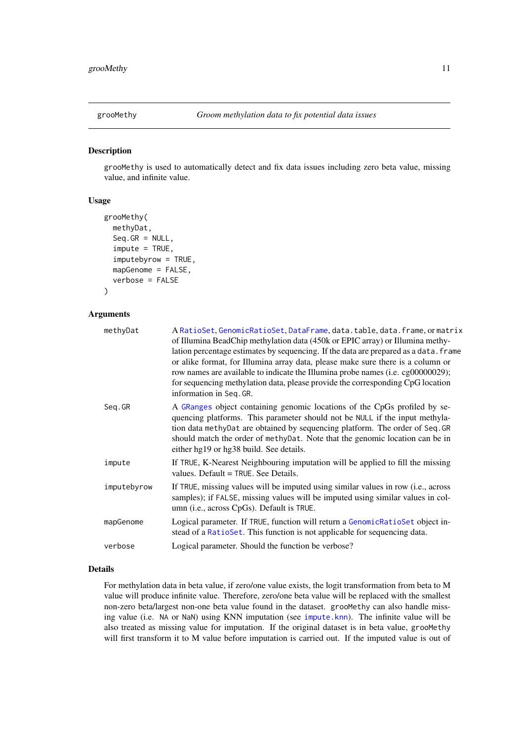## groOMethy — *Groom methylation data to fix potential data issues*

### Description

groOMethy is used to automatically detect and fix data issues including zero beta value, missing value, and infinite value.

### Usage

```
groOMethy(
  methyDat,
  Seq.GR = NULL,
  impute = TRUE,
  imputebyrow = TRUE,
  mapGenome = FALSE,
  verbose = FALSE
)
```

### Arguments

| | |
|---|---|
| methyDat | A RatioSet, GenomicRatioSet, DataFrame, data.table, data.frame, or matrix of Illumina BeadChip methylation data (450k or EPIC array) or Illumina methylation percentage estimates by sequencing. If the data are prepared as a data.frame or alike format, for Illumina array data, please make sure there is a column or row names are available to indicate the Illumina probe names (i.e. cg00000029); for sequencing methylation data, please provide the corresponding CpG location information in Seq.GR. |
| Seq.GR | A GRanges object containing genomic locations of the CpGs profiled by sequencing platforms. This parameter should not be NULL if the input methylation data methyDat are obtained by sequencing platform. The order of Seq.GR should match the order of methyDat. Note that the genomic location can be in either hg19 or hg38 build. See details. |
| impute | If TRUE, K-Nearest Neighbouring imputation will be applied to fill the missing values. Default = TRUE. See Details. |
| imputebyrow | If TRUE, missing values will be imputed using similar values in row (i.e., across samples); if FALSE, missing values will be imputed using similar values in column (i.e., across CpGs). Default is TRUE. |
| mapGenome | Logical parameter. If TRUE, function will return a GenomicRatioSet object instead of a RatioSet. This function is not applicable for sequencing data. |
| verbose | Logical parameter. Should the function be verbose? |

### Details

For methylation data in beta value, if zero/one value exists, the logit transformation from beta to M value will produce infinite value. Therefore, zero/one beta value will be replaced with the smallest non-zero beta/largest non-one beta value found in the dataset. groOMethy can also handle missing value (i.e. NA or NaN) using KNN imputation (see impute.knn). The infinite value will be also treated as missing value for imputation. If the original dataset is in beta value, groOMethy will first transform it to M value before imputation is carried out. If the imputed value is out of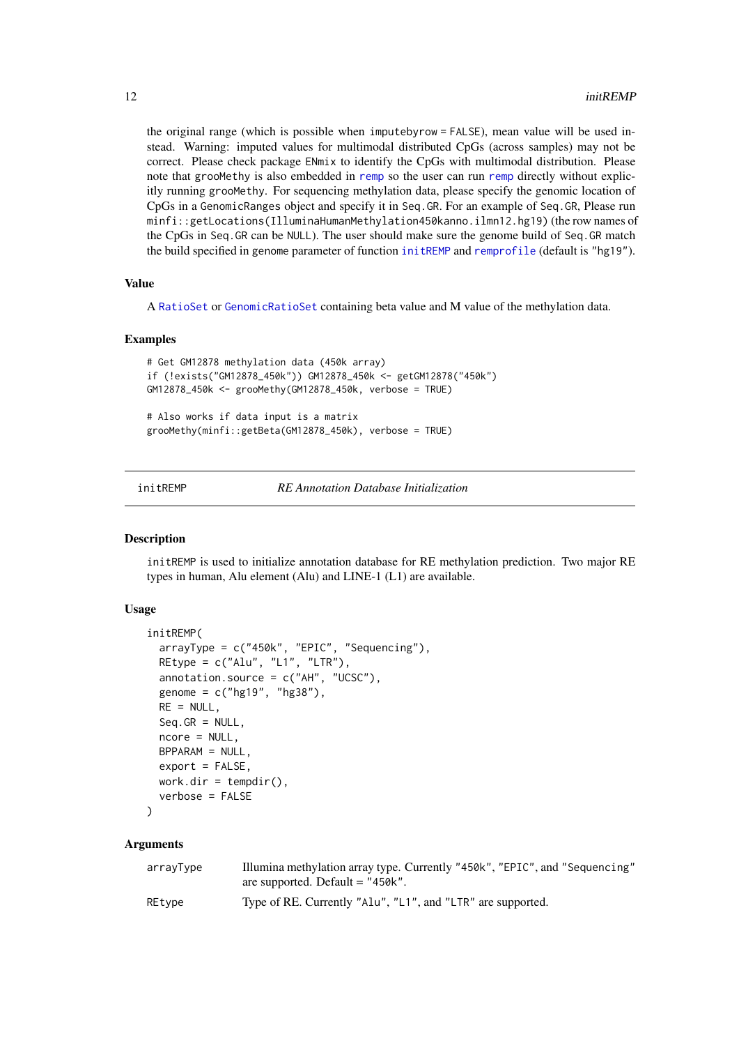the original range (which is possible when imputebyrow = FALSE), mean value will be used instead. Warning: imputed values for multimodal distributed CpGs (across samples) may not be correct. Please check package ENmix to identify the CpGs with multimodal distribution. Please note that grooMethy is also embedded in remp so the user can run remp directly without explicitly running grooMethy. For sequencing methylation data, please specify the genomic location of CpGs in a GenomicRanges object and specify it in Seq.GR. For an example of Seq.GR, Please run minfi::getLocations(IlluminaHumanMethylation450kanno.ilmn12.hg19) (the row names of the CpGs in Seq.GR can be NULL). The user should make sure the genome build of Seq.GR match the build specified in genome parameter of function initREMP and remprofile (default is "hg19").

### Value

A RatioSet or GenomicRatioSet containing beta value and M value of the methylation data.

### Examples

```
# Get GM12878 methylation data (450k array)
if (!exists("GM12878_450k")) GM12878_450k <- getGM12878("450k")
GM12878_450k <- grooMethy(GM12878_450k, verbose = TRUE)

# Also works if data input is a matrix
grooMethy(minfi::getBeta(GM12878_450k), verbose = TRUE)
```

---

## initREMP    *RE Annotation Database Initialization*

---

### Description

initREMP is used to initialize annotation database for RE methylation prediction. Two major RE types in human, Alu element (Alu) and LINE-1 (L1) are available.

### Usage

```
initREMP(
  arrayType = c("450k", "EPIC", "Sequencing"),
  REtype = c("Alu", "L1", "LTR"),
  annotation.source = c("AH", "UCSC"),
  genome = c("hg19", "hg38"),
  RE = NULL,
  Seq.GR = NULL,
  ncore = NULL,
  BPPARAM = NULL,
  export = FALSE,
  work.dir = tempdir(),
  verbose = FALSE
)
```

### Arguments

| | |
|---|---|
| arrayType | Illumina methylation array type. Currently "450k", "EPIC", and "Sequencing" are supported. Default = "450k". |
| REtype | Type of RE. Currently "Alu", "L1", and "LTR" are supported. |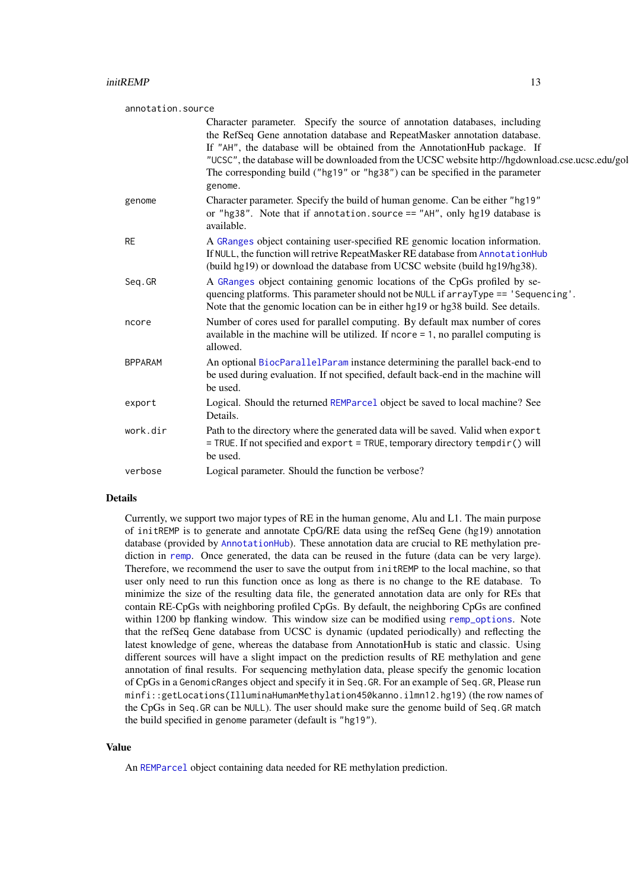annotation.source
: Character parameter. Specify the source of annotation databases, including the RefSeq Gene annotation database and RepeatMasker annotation database. If "AH", the database will be obtained from the AnnotationHub package. If "UCSC", the database will be downloaded from the UCSC website http://hgdownload.cse.ucsc.edu/gol The corresponding build ("hg19" or "hg38") can be specified in the parameter genome.

genome
: Character parameter. Specify the build of human genome. Can be either "hg19" or "hg38". Note that if annotation.source == "AH", only hg19 database is available.

RE
: A GRanges object containing user-specified RE genomic location information. If NULL, the function will retrive RepeatMasker RE database from AnnotationHub (build hg19) or download the database from UCSC website (build hg19/hg38).

Seq.GR
: A GRanges object containing genomic locations of the CpGs profiled by sequencing platforms. This parameter should not be NULL if arrayType == 'Sequencing'. Note that the genomic location can be in either hg19 or hg38 build. See details.

ncore
: Number of cores used for parallel computing. By default max number of cores available in the machine will be utilized. If ncore = 1, no parallel computing is allowed.

BPPARAM
: An optional BiocParallelParam instance determining the parallel back-end to be used during evaluation. If not specified, default back-end in the machine will be used.

export
: Logical. Should the returned REMParcel object be saved to local machine? See Details.

work.dir
: Path to the directory where the generated data will be saved. Valid when export = TRUE. If not specified and export = TRUE, temporary directory tempdir() will be used.

verbose
: Logical parameter. Should the function be verbose?

## Details

Currently, we support two major types of RE in the human genome, Alu and L1. The main purpose of initREMP is to generate and annotate CpG/RE data using the refSeq Gene (hg19) annotation database (provided by AnnotationHub). These annotation data are crucial to RE methylation prediction in remp. Once generated, the data can be reused in the future (data can be very large). Therefore, we recommend the user to save the output from initREMP to the local machine, so that user only need to run this function once as long as there is no change to the RE database. To minimize the size of the resulting data file, the generated annotation data are only for REs that contain RE-CpGs with neighboring profiled CpGs. By default, the neighboring CpGs are confined within 1200 bp flanking window. This window size can be modified using remp_options. Note that the refSeq Gene database from UCSC is dynamic (updated periodically) and reflecting the latest knowledge of gene, whereas the database from AnnotationHub is static and classic. Using different sources will have a slight impact on the prediction results of RE methylation and gene annotation of final results. For sequencing methylation data, please specify the genomic location of CpGs in a GenomicRanges object and specify it in Seq.GR. For an example of Seq.GR, Please run minfi::getLocations(IlluminaHumanMethylation450kanno.ilmn12.hg19) (the row names of the CpGs in Seq.GR can be NULL). The user should make sure the genome build of Seq.GR match the build specified in genome parameter (default is "hg19").

## Value

An REMParcel object containing data needed for RE methylation prediction.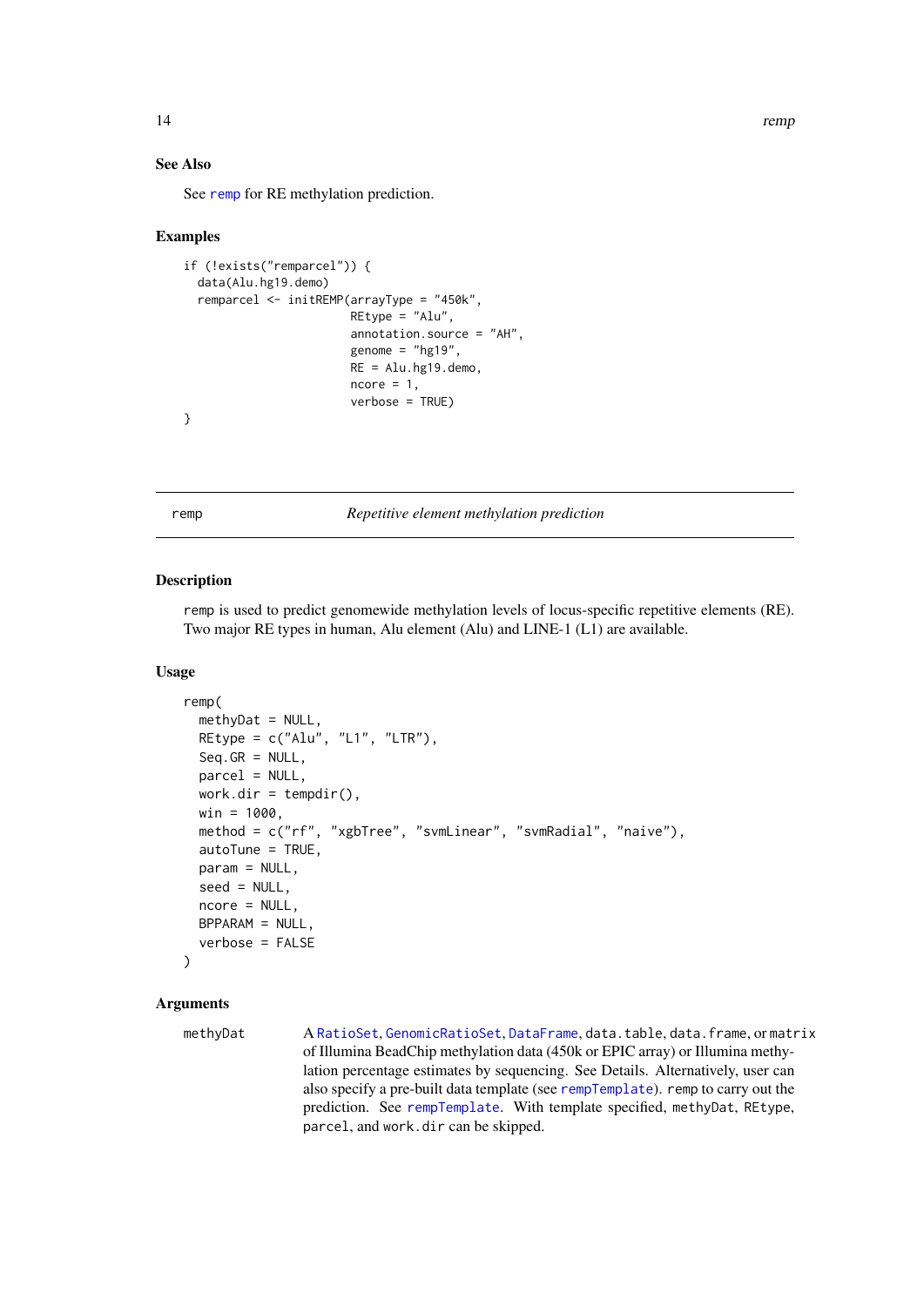### See Also

See remp for RE methylation prediction.

### Examples

```
if (!exists("remparcel")) {
  data(Alu.hg19.demo)
  remparcel <- initREMP(arrayType = "450k",
                        REtype = "Alu",
                        annotation.source = "AH",
                        genome = "hg19",
                        RE = Alu.hg19.demo,
                        ncore = 1,
                        verbose = TRUE)
}
```

---

## remp — *Repetitive element methylation prediction*

---

### Description

remp is used to predict genomewide methylation levels of locus-specific repetitive elements (RE). Two major RE types in human, Alu element (Alu) and LINE-1 (L1) are available.

### Usage

```
remp(
  methyDat = NULL,
  REtype = c("Alu", "L1", "LTR"),
  Seq.GR = NULL,
  parcel = NULL,
  work.dir = tempdir(),
  win = 1000,
  method = c("rf", "xgbTree", "svmLinear", "svmRadial", "naive"),
  autoTune = TRUE,
  param = NULL,
  seed = NULL,
  ncore = NULL,
  BPPARAM = NULL,
  verbose = FALSE
)
```

### Arguments

methyDat — A RatioSet, GenomicRatioSet, DataFrame, data.table, data.frame, or matrix of Illumina BeadChip methylation data (450k or EPIC array) or Illumina methylation percentage estimates by sequencing. See Details. Alternatively, user can also specify a pre-built data template (see rempTemplate). remp to carry out the prediction. See rempTemplate. With template specified, methyDat, REtype, parcel, and work.dir can be skipped.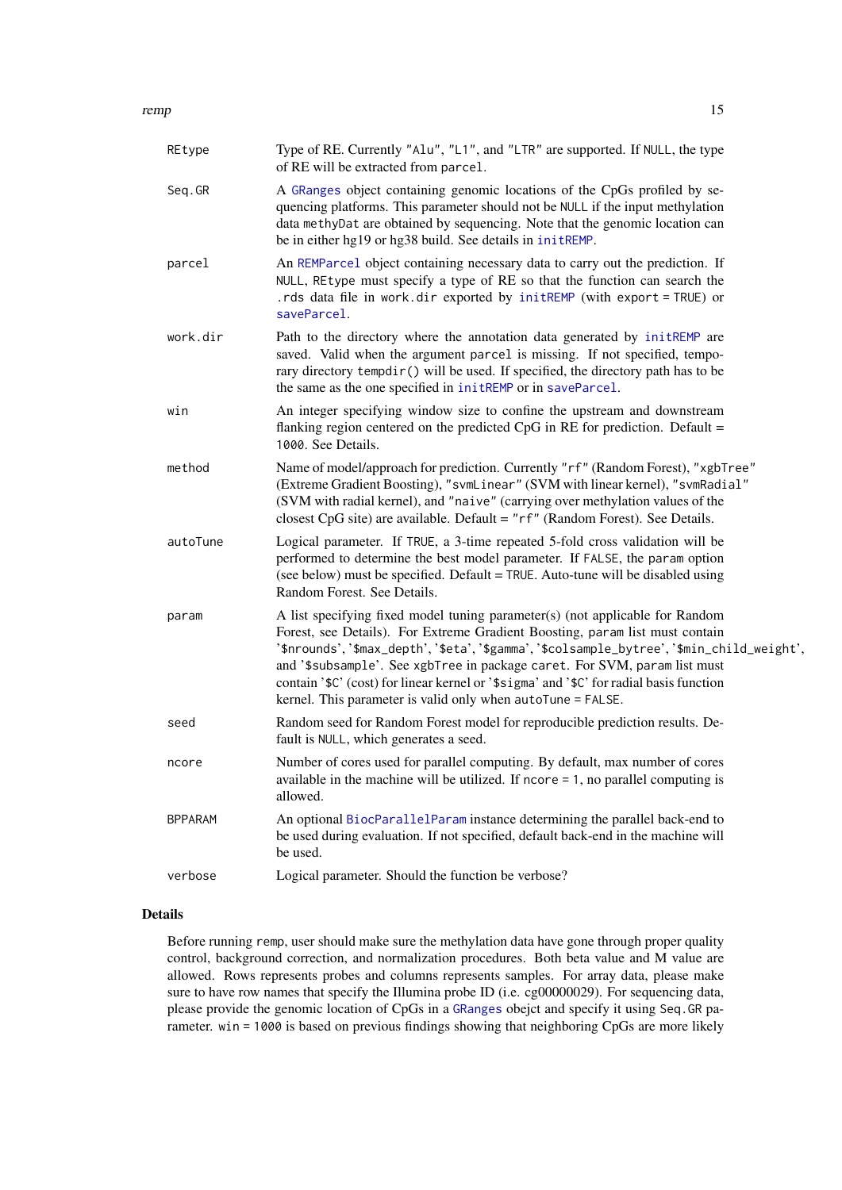| | |
|---|---|
| `REtype` | Type of RE. Currently `"Alu"`, `"L1"`, and `"LTR"` are supported. If `NULL`, the type of RE will be extracted from `parcel`. |
| `Seq.GR` | A `GRanges` object containing genomic locations of the CpGs profiled by sequencing platforms. This parameter should not be `NULL` if the input methylation data `methyDat` are obtained by sequencing. Note that the genomic location can be in either hg19 or hg38 build. See details in `initREMP`. |
| `parcel` | An `REMParcel` object containing necessary data to carry out the prediction. If `NULL`, `REtype` must specify a type of RE so that the function can search the `.rds` data file in `work.dir` exported by `initREMP` (with `export = TRUE`) or `saveParcel`. |
| `work.dir` | Path to the directory where the annotation data generated by `initREMP` are saved. Valid when the argument `parcel` is missing. If not specified, temporary directory `tempdir()` will be used. If specified, the directory path has to be the same as the one specified in `initREMP` or in `saveParcel`. |
| `win` | An integer specifying window size to confine the upstream and downstream flanking region centered on the predicted CpG in RE for prediction. Default = `1000`. See Details. |
| `method` | Name of model/approach for prediction. Currently `"rf"` (Random Forest), `"xgbTree"` (Extreme Gradient Boosting), `"svmLinear"` (SVM with linear kernel), `"svmRadial"` (SVM with radial kernel), and `"naive"` (carrying over methylation values of the closest CpG site) are available. Default = `"rf"` (Random Forest). See Details. |
| `autoTune` | Logical parameter. If `TRUE`, a 3-time repeated 5-fold cross validation will be performed to determine the best model parameter. If `FALSE`, the `param` option (see below) must be specified. Default = `TRUE`. Auto-tune will be disabled using Random Forest. See Details. |
| `param` | A list specifying fixed model tuning parameter(s) (not applicable for Random Forest, see Details). For Extreme Gradient Boosting, `param` list must contain '`$nrounds`', '`$max_depth`', '`$eta`', '`$gamma`', '`$colsample_bytree`', '`$min_child_weight`', and '`$subsample`'. See `xgbTree` in package `caret`. For SVM, `param` list must contain '`$C`' (cost) for linear kernel or '`$sigma`' and '`$C`' for radial basis function kernel. This parameter is valid only when `autoTune = FALSE`. |
| `seed` | Random seed for Random Forest model for reproducible prediction results. Default is `NULL`, which generates a seed. |
| `ncore` | Number of cores used for parallel computing. By default, max number of cores available in the machine will be utilized. If `ncore = 1`, no parallel computing is allowed. |
| `BPPARAM` | An optional `BiocParallelParam` instance determining the parallel back-end to be used during evaluation. If not specified, default back-end in the machine will be used. |
| `verbose` | Logical parameter. Should the function be verbose? |

## Details

Before running `remp`, user should make sure the methylation data have gone through proper quality control, background correction, and normalization procedures. Both beta value and M value are allowed. Rows represents probes and columns represents samples. For array data, please make sure to have row names that specify the Illumina probe ID (i.e. cg00000029). For sequencing data, please provide the genomic location of CpGs in a `GRanges` obejct and specify it using `Seq.GR` parameter. `win = 1000` is based on previous findings showing that neighboring CpGs are more likely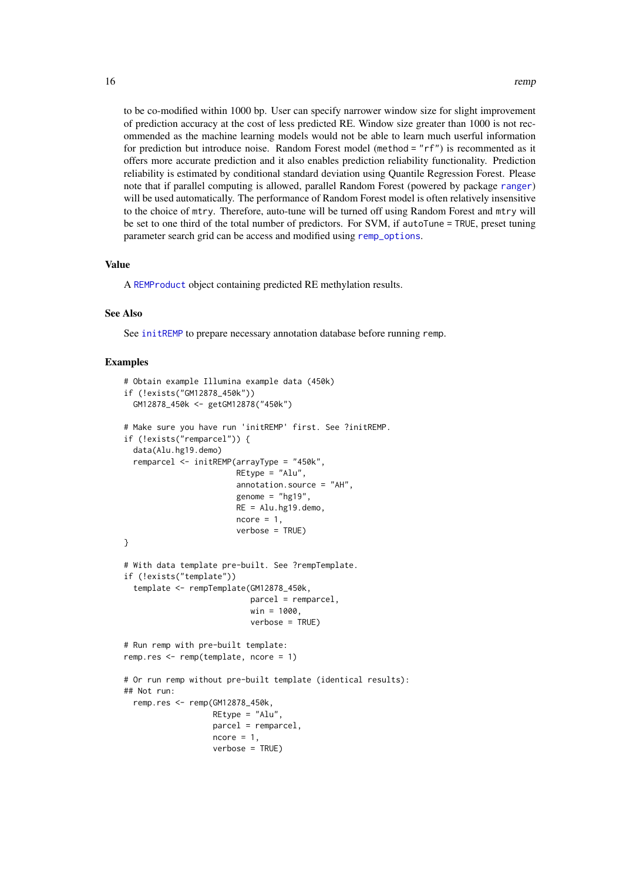to be co-modified within 1000 bp. User can specify narrower window size for slight improvement of prediction accuracy at the cost of less predicted RE. Window size greater than 1000 is not recommended as the machine learning models would not be able to learn much userful information for prediction but introduce noise. Random Forest model (`method = "rf"`) is recommented as it offers more accurate prediction and it also enables prediction reliability functionality. Prediction reliability is estimated by conditional standard deviation using Quantile Regression Forest. Please note that if parallel computing is allowed, parallel Random Forest (powered by package ranger) will be used automatically. The performance of Random Forest model is often relatively insensitive to the choice of `mtry`. Therefore, auto-tune will be turned off using Random Forest and `mtry` will be set to one third of the total number of predictors. For SVM, if `autoTune = TRUE`, preset tuning parameter search grid can be access and modified using `remp_options`.

### Value

A `REMProduct` object containing predicted RE methylation results.

### See Also

See `initREMP` to prepare necessary annotation database before running `remp`.

### Examples

```
# Obtain example Illumina example data (450k)
if (!exists("GM12878_450k"))
  GM12878_450k <- getGM12878("450k")

# Make sure you have run 'initREMP' first. See ?initREMP.
if (!exists("remparcel")) {
  data(Alu.hg19.demo)
  remparcel <- initREMP(arrayType = "450k",
                        REtype = "Alu",
                        annotation.source = "AH",
                        genome = "hg19",
                        RE = Alu.hg19.demo,
                        ncore = 1,
                        verbose = TRUE)
}

# With data template pre-built. See ?rempTemplate.
if (!exists("template"))
  template <- rempTemplate(GM12878_450k,
                           parcel = remparcel,
                           win = 1000,
                           verbose = TRUE)

# Run remp with pre-built template:
remp.res <- remp(template, ncore = 1)

# Or run remp without pre-built template (identical results):
## Not run:
  remp.res <- remp(GM12878_450k,
                   REtype = "Alu",
                   parcel = remparcel,
                   ncore = 1,
                   verbose = TRUE)
```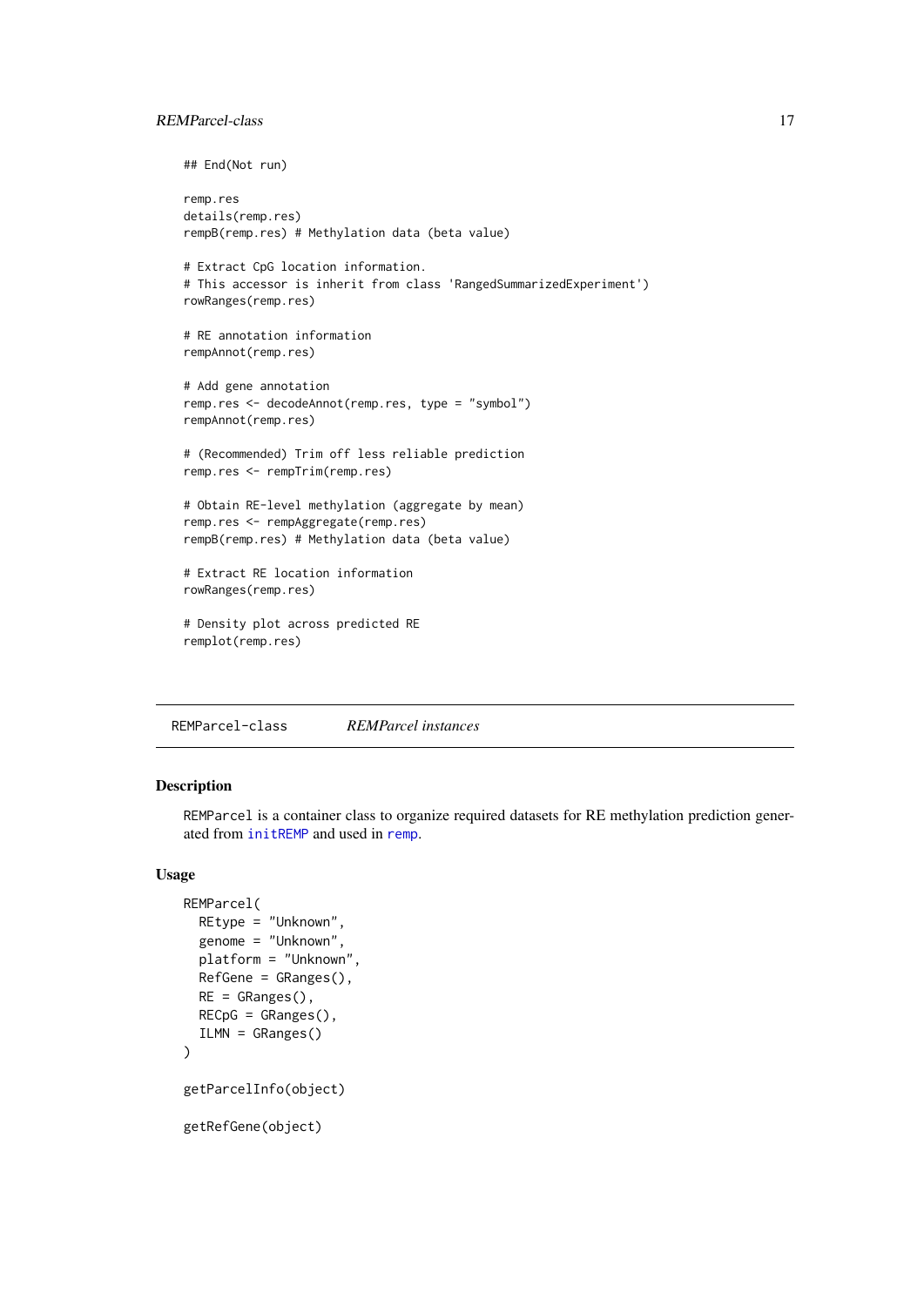```
## End(Not run)

remp.res
details(remp.res)
rempB(remp.res) # Methylation data (beta value)

# Extract CpG location information.
# This accessor is inherit from class 'RangedSummarizedExperiment')
rowRanges(remp.res)

# RE annotation information
rempAnnot(remp.res)

# Add gene annotation
remp.res <- decodeAnnot(remp.res, type = "symbol")
rempAnnot(remp.res)

# (Recommended) Trim off less reliable prediction
remp.res <- rempTrim(remp.res)

# Obtain RE-level methylation (aggregate by mean)
remp.res <- rempAggregate(remp.res)
rempB(remp.res) # Methylation data (beta value)

# Extract RE location information
rowRanges(remp.res)

# Density plot across predicted RE
remplot(remp.res)
```

---

`REMParcel-class` *REMParcel instances*

---

## Description

`REMParcel` is a container class to organize required datasets for RE methylation prediction generated from `initREMP` and used in `remp`.

## Usage

```
REMParcel(
  REtype = "Unknown",
  genome = "Unknown",
  platform = "Unknown",
  RefGene = GRanges(),
  RE = GRanges(),
  RECpG = GRanges(),
  ILMN = GRanges()
)

getParcelInfo(object)

getRefGene(object)
```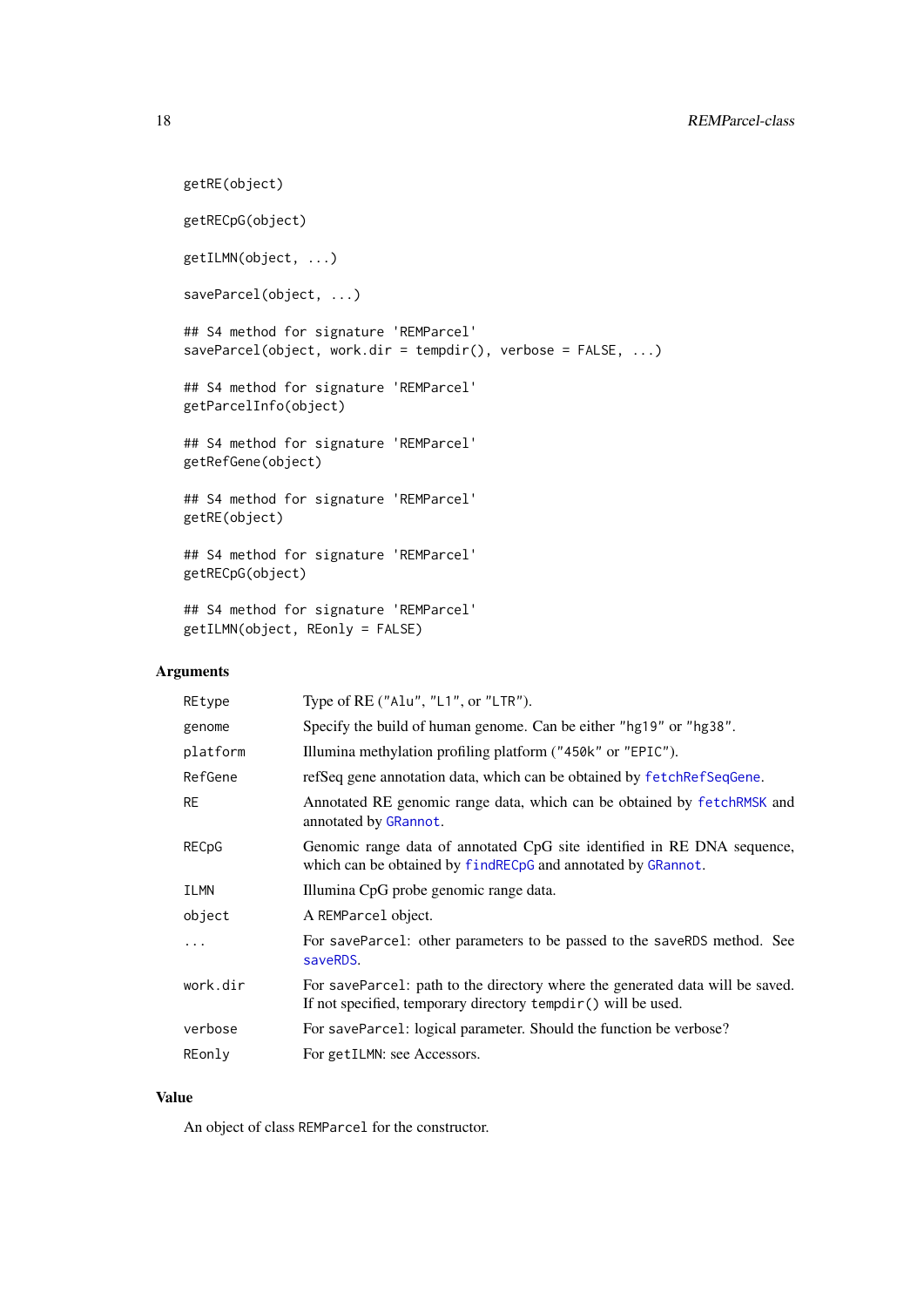```
getRE(object)

getRECpG(object)

getILMN(object, ...)

saveParcel(object, ...)

## S4 method for signature 'REMParcel'
saveParcel(object, work.dir = tempdir(), verbose = FALSE, ...)

## S4 method for signature 'REMParcel'
getParcelInfo(object)

## S4 method for signature 'REMParcel'
getRefGene(object)

## S4 method for signature 'REMParcel'
getRE(object)

## S4 method for signature 'REMParcel'
getRECpG(object)

## S4 method for signature 'REMParcel'
getILMN(object, REonly = FALSE)
```

## Arguments

| | |
|---|---|
| REtype | Type of RE ("Alu", "L1", or "LTR"). |
| genome | Specify the build of human genome. Can be either "hg19" or "hg38". |
| platform | Illumina methylation profiling platform ("450k" or "EPIC"). |
| RefGene | refSeq gene annotation data, which can be obtained by fetchRefSeqGene. |
| RE | Annotated RE genomic range data, which can be obtained by fetchRMSK and annotated by GRannot. |
| RECpG | Genomic range data of annotated CpG site identified in RE DNA sequence, which can be obtained by findRECpG and annotated by GRannot. |
| ILMN | Illumina CpG probe genomic range data. |
| object | A REMParcel object. |
| ... | For saveParcel: other parameters to be passed to the saveRDS method. See saveRDS. |
| work.dir | For saveParcel: path to the directory where the generated data will be saved. If not specified, temporary directory tempdir() will be used. |
| verbose | For saveParcel: logical parameter. Should the function be verbose? |
| REonly | For getILMN: see Accessors. |

## Value

An object of class REMParcel for the constructor.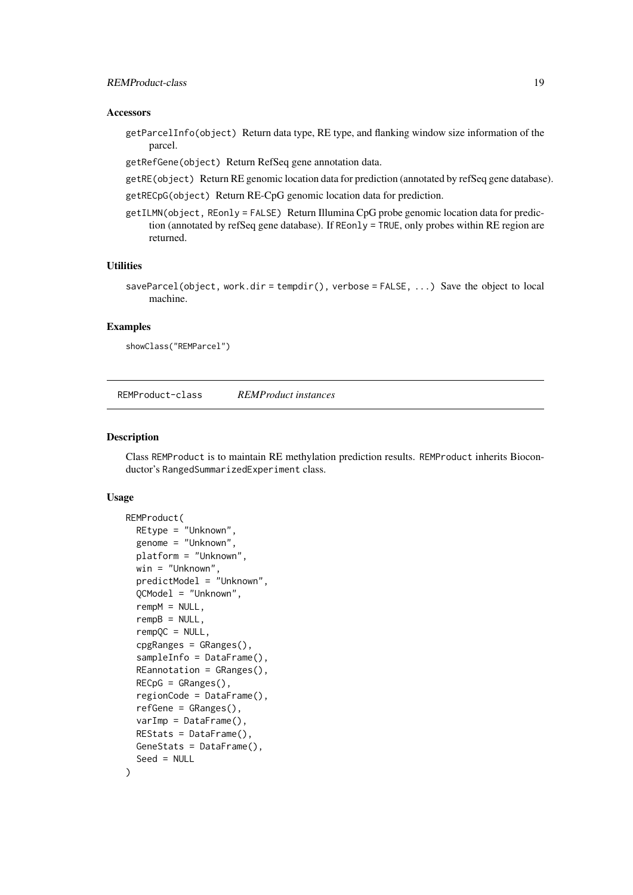### Accessors

getParcelInfo(object) Return data type, RE type, and flanking window size information of the parcel.

getRefGene(object) Return RefSeq gene annotation data.

getRE(object) Return RE genomic location data for prediction (annotated by refSeq gene database).

getRECpG(object) Return RE-CpG genomic location data for prediction.

getILMN(object, REonly = FALSE) Return Illumina CpG probe genomic location data for prediction (annotated by refSeq gene database). If REonly = TRUE, only probes within RE region are returned.

### Utilities

saveParcel(object, work.dir = tempdir(), verbose = FALSE, ...) Save the object to local machine.

### Examples

```
showClass("REMParcel")
```

---

## REMProduct-class &nbsp;&nbsp;&nbsp;&nbsp; *REMProduct instances*

---

### Description

Class REMProduct is to maintain RE methylation prediction results. REMProduct inherits Bioconductor's RangedSummarizedExperiment class.

### Usage

```
REMProduct(
  REtype = "Unknown",
  genome = "Unknown",
  platform = "Unknown",
  win = "Unknown",
  predictModel = "Unknown",
  QCModel = "Unknown",
  rempM = NULL,
  rempB = NULL,
  rempQC = NULL,
  cpgRanges = GRanges(),
  sampleInfo = DataFrame(),
  REannotation = GRanges(),
  RECpG = GRanges(),
  regionCode = DataFrame(),
  refGene = GRanges(),
  varImp = DataFrame(),
  REStats = DataFrame(),
  GeneStats = DataFrame(),
  Seed = NULL
)
```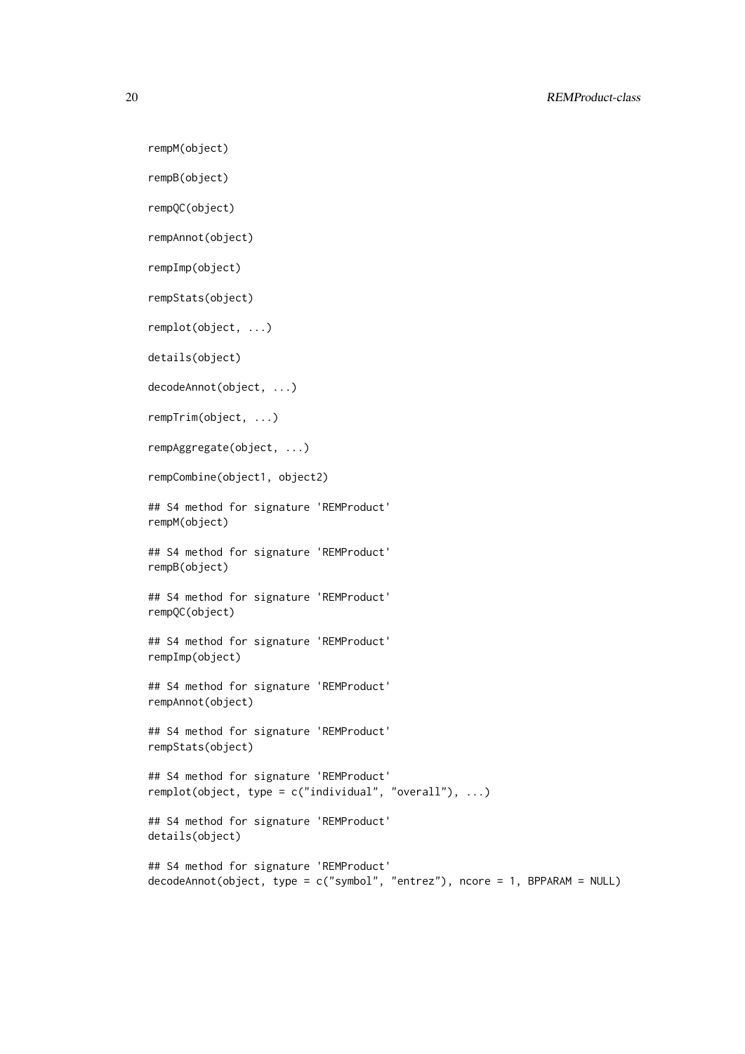```
rempM(object)

rempB(object)

rempQC(object)

rempAnnot(object)

rempImp(object)

rempStats(object)

remplot(object, ...)

details(object)

decodeAnnot(object, ...)

rempTrim(object, ...)

rempAggregate(object, ...)

rempCombine(object1, object2)

## S4 method for signature 'REMProduct'
rempM(object)

## S4 method for signature 'REMProduct'
rempB(object)

## S4 method for signature 'REMProduct'
rempQC(object)

## S4 method for signature 'REMProduct'
rempImp(object)

## S4 method for signature 'REMProduct'
rempAnnot(object)

## S4 method for signature 'REMProduct'
rempStats(object)

## S4 method for signature 'REMProduct'
remplot(object, type = c("individual", "overall"), ...)

## S4 method for signature 'REMProduct'
details(object)

## S4 method for signature 'REMProduct'
decodeAnnot(object, type = c("symbol", "entrez"), ncore = 1, BPPARAM = NULL)
```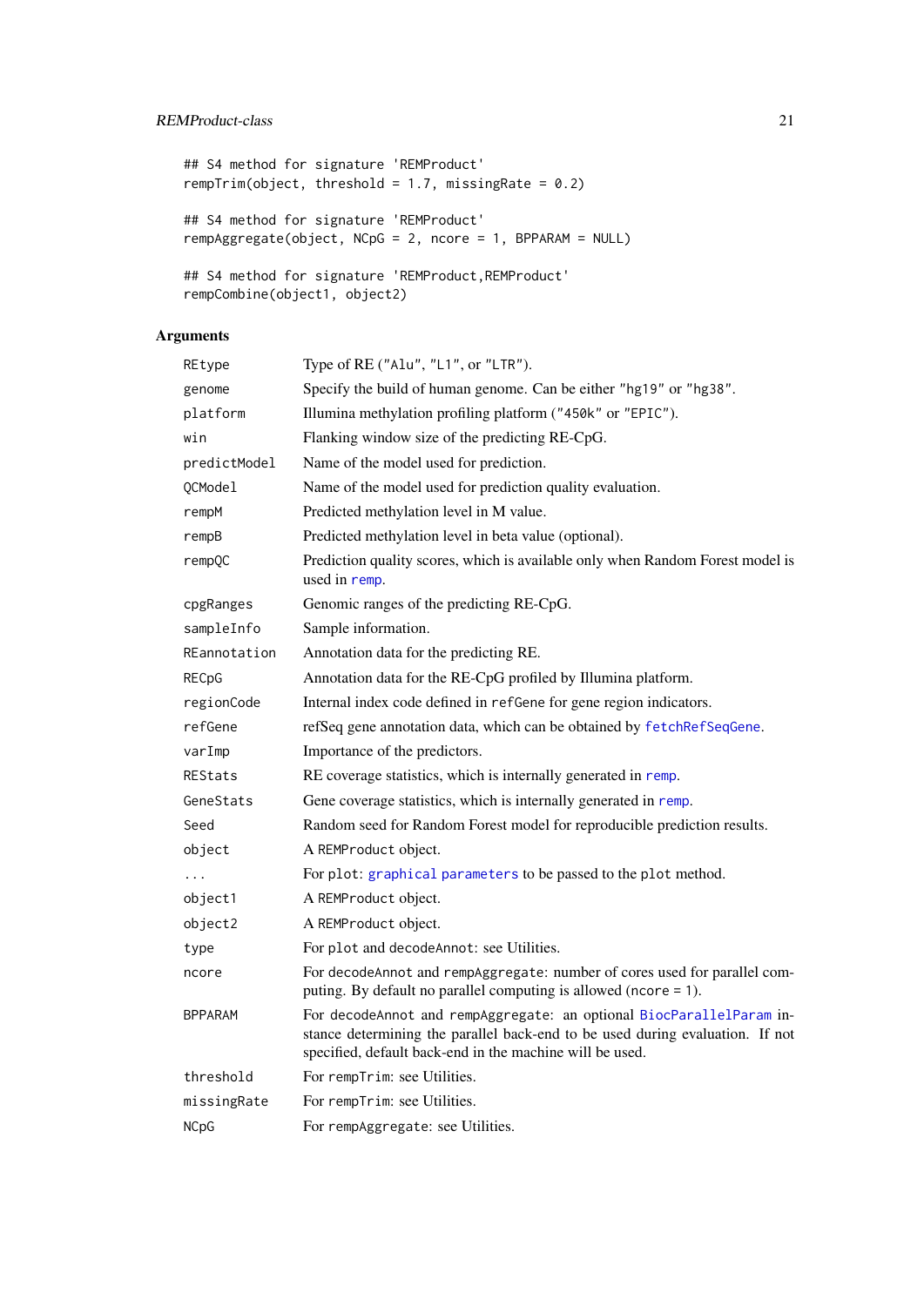```
## S4 method for signature 'REMProduct'
rempTrim(object, threshold = 1.7, missingRate = 0.2)

## S4 method for signature 'REMProduct'
rempAggregate(object, NCpG = 2, ncore = 1, BPPARAM = NULL)

## S4 method for signature 'REMProduct,REMProduct'
rempCombine(object1, object2)
```

### Arguments

| | |
|---|---|
| `REtype` | Type of RE (`"Alu"`, `"L1"`, or `"LTR"`). |
| `genome` | Specify the build of human genome. Can be either `"hg19"` or `"hg38"`. |
| `platform` | Illumina methylation profiling platform (`"450k"` or `"EPIC"`). |
| `win` | Flanking window size of the predicting RE-CpG. |
| `predictModel` | Name of the model used for prediction. |
| `QCModel` | Name of the model used for prediction quality evaluation. |
| `rempM` | Predicted methylation level in M value. |
| `rempB` | Predicted methylation level in beta value (optional). |
| `rempQC` | Prediction quality scores, which is available only when Random Forest model is used in `remp`. |
| `cpgRanges` | Genomic ranges of the predicting RE-CpG. |
| `sampleInfo` | Sample information. |
| `REannotation` | Annotation data for the predicting RE. |
| `RECpG` | Annotation data for the RE-CpG profiled by Illumina platform. |
| `regionCode` | Internal index code defined in `refGene` for gene region indicators. |
| `refGene` | refSeq gene annotation data, which can be obtained by `fetchRefSeqGene`. |
| `varImp` | Importance of the predictors. |
| `REStats` | RE coverage statistics, which is internally generated in `remp`. |
| `GeneStats` | Gene coverage statistics, which is internally generated in `remp`. |
| `Seed` | Random seed for Random Forest model for reproducible prediction results. |
| `object` | A `REMProduct` object. |
| `...` | For `plot`: `graphical parameters` to be passed to the `plot` method. |
| `object1` | A `REMProduct` object. |
| `object2` | A `REMProduct` object. |
| `type` | For `plot` and `decodeAnnot`: see Utilities. |
| `ncore` | For `decodeAnnot` and `rempAggregate`: number of cores used for parallel computing. By default no parallel computing is allowed (`ncore = 1`). |
| `BPPARAM` | For `decodeAnnot` and `rempAggregate`: an optional `BiocParallelParam` instance determining the parallel back-end to be used during evaluation. If not specified, default back-end in the machine will be used. |
| `threshold` | For `rempTrim`: see Utilities. |
| `missingRate` | For `rempTrim`: see Utilities. |
| `NCpG` | For `rempAggregate`: see Utilities. |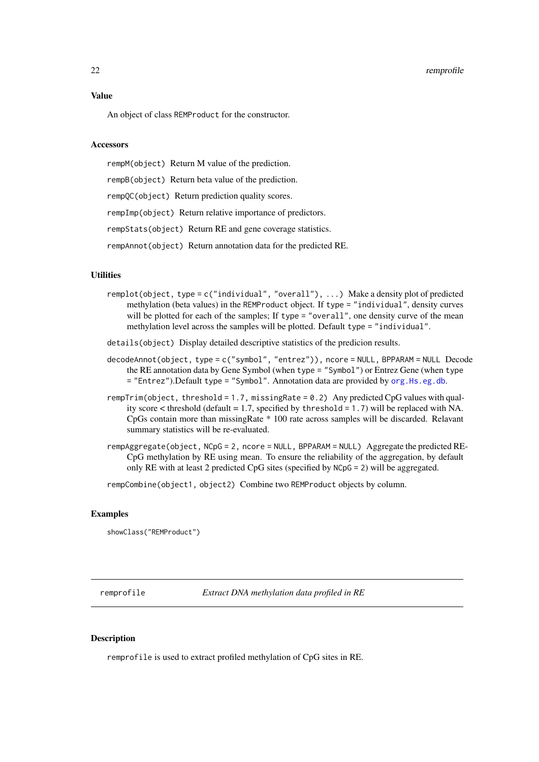### Value

An object of class `REMProduct` for the constructor.

### Accessors

`rempM(object)` Return M value of the prediction.

`rempB(object)` Return beta value of the prediction.

`rempQC(object)` Return prediction quality scores.

`rempImp(object)` Return relative importance of predictors.

`rempStats(object)` Return RE and gene coverage statistics.

`rempAnnot(object)` Return annotation data for the predicted RE.

### Utilities

`remplot(object, type = c("individual", "overall"), ...)` Make a density plot of predicted methylation (beta values) in the `REMProduct` object. If `type = "individual"`, density curves will be plotted for each of the samples; If `type = "overall"`, one density curve of the mean methylation level across the samples will be plotted. Default `type = "individual"`.

`details(object)` Display detailed descriptive statistics of the predicion results.

`decodeAnnot(object, type = c("symbol", "entrez")), ncore = NULL, BPPARAM = NULL` Decode the RE annotation data by Gene Symbol (when `type = "Symbol"`) or Entrez Gene (when `type = "Entrez"`).Default `type = "Symbol"`. Annotation data are provided by `org.Hs.eg.db`.

`rempTrim(object, threshold = 1.7, missingRate = 0.2)` Any predicted CpG values with quality score < threshold (default = 1.7, specified by `threshold = 1.7`) will be replaced with NA. CpGs contain more than missingRate * 100 rate across samples will be discarded. Relavant summary statistics will be re-evaluated.

`rempAggregate(object, NCpG = 2, ncore = NULL, BPPARAM = NULL)` Aggregate the predicted RE-CpG methylation by RE using mean. To ensure the reliability of the aggregation, by default only RE with at least 2 predicted CpG sites (specified by `NCpG = 2`) will be aggregated.

`rempCombine(object1, object2)` Combine two `REMProduct` objects by column.

### Examples

```
showClass("REMProduct")
```

---

## `remprofile` *Extract DNA methylation data profiled in RE*

---

### Description

`remprofile` is used to extract profiled methylation of CpG sites in RE.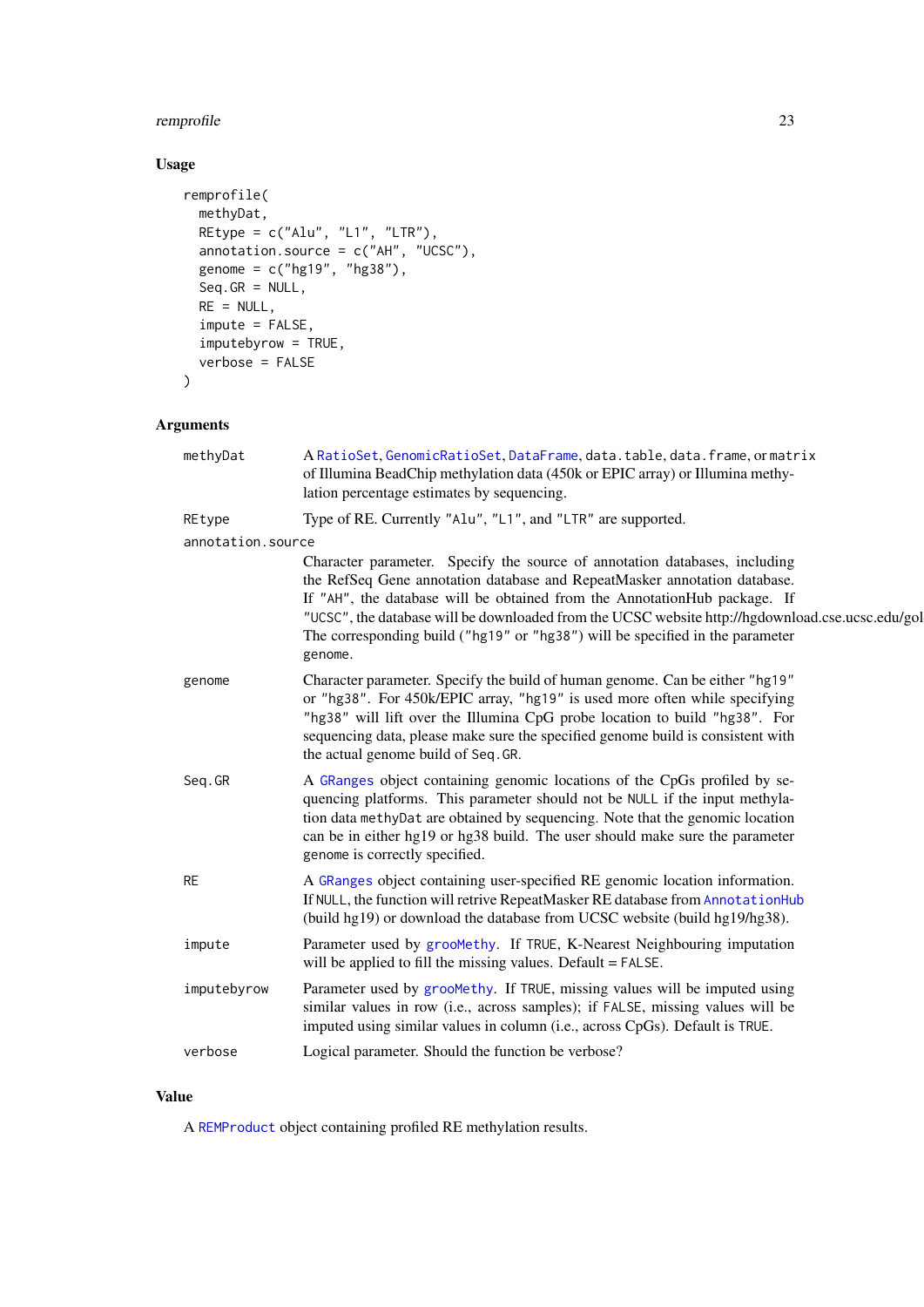## Usage

```
remprofile(
  methyDat,
  REtype = c("Alu", "L1", "LTR"),
  annotation.source = c("AH", "UCSC"),
  genome = c("hg19", "hg38"),
  Seq.GR = NULL,
  RE = NULL,
  impute = FALSE,
  imputebyrow = TRUE,
  verbose = FALSE
)
```

## Arguments

- `methyDat` — A `RatioSet`, `GenomicRatioSet`, `DataFrame`, `data.table`, `data.frame`, or `matrix` of Illumina BeadChip methylation data (450k or EPIC array) or Illumina methylation percentage estimates by sequencing.
- `REtype` — Type of RE. Currently `"Alu"`, `"L1"`, and `"LTR"` are supported.
- `annotation.source` — Character parameter. Specify the source of annotation databases, including the RefSeq Gene annotation database and RepeatMasker annotation database. If `"AH"`, the database will be obtained from the AnnotationHub package. If `"UCSC"`, the database will be downloaded from the UCSC website http://hgdownload.cse.ucsc.edu/gol The corresponding build (`"hg19"` or `"hg38"`) will be specified in the parameter `genome`.
- `genome` — Character parameter. Specify the build of human genome. Can be either `"hg19"` or `"hg38"`. For 450k/EPIC array, `"hg19"` is used more often while specifying `"hg38"` will lift over the Illumina CpG probe location to build `"hg38"`. For sequencing data, please make sure the specified genome build is consistent with the actual genome build of `Seq.GR`.
- `Seq.GR` — A `GRanges` object containing genomic locations of the CpGs profiled by sequencing platforms. This parameter should not be `NULL` if the input methylation data `methyDat` are obtained by sequencing. Note that the genomic location can be in either hg19 or hg38 build. The user should make sure the parameter `genome` is correctly specified.
- `RE` — A `GRanges` object containing user-specified RE genomic location information. If `NULL`, the function will retrive RepeatMasker RE database from `AnnotationHub` (build hg19) or download the database from UCSC website (build hg19/hg38).
- `impute` — Parameter used by `grooMethy`. If `TRUE`, K-Nearest Neighbouring imputation will be applied to fill the missing values. Default = `FALSE`.
- `imputebyrow` — Parameter used by `grooMethy`. If `TRUE`, missing values will be imputed using similar values in row (i.e., across samples); if `FALSE`, missing values will be imputed using similar values in column (i.e., across CpGs). Default is `TRUE`.
- `verbose` — Logical parameter. Should the function be verbose?

## Value

A `REMProduct` object containing profiled RE methylation results.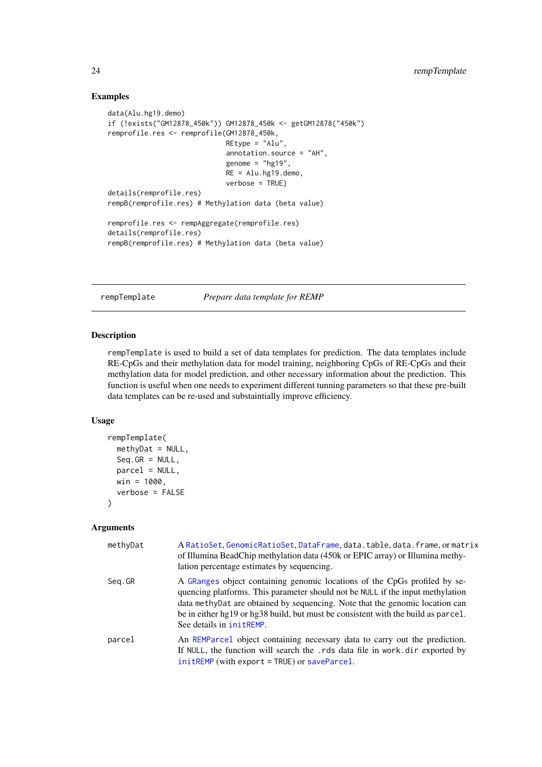### Examples

```
data(Alu.hg19.demo)
if (!exists("GM12878_450k")) GM12878_450k <- getGM12878("450k")
remprofile.res <- remprofile(GM12878_450k,
                             REtype = "Alu",
                             annotation.source = "AH",
                             genome = "hg19",
                             RE = Alu.hg19.demo,
                             verbose = TRUE)
details(remprofile.res)
rempB(remprofile.res) # Methylation data (beta value)

remprofile.res <- rempAggregate(remprofile.res)
details(remprofile.res)
rempB(remprofile.res) # Methylation data (beta value)
```

---

## rempTemplate — *Prepare data template for REMP*

### Description

rempTemplate is used to build a set of data templates for prediction. The data templates include RE-CpGs and their methylation data for model training, neighboring CpGs of RE-CpGs and their methylation data for model prediction, and other necessary information about the prediction. This function is useful when one needs to experiment different tunning parameters so that these pre-built data templates can be re-used and substaintially improve efficiency.

### Usage

```
rempTemplate(
  methyDat = NULL,
  Seq.GR = NULL,
  parcel = NULL,
  win = 1000,
  verbose = FALSE
)
```

### Arguments

| | |
|---|---|
| methyDat | A RatioSet, GenomicRatioSet, DataFrame, data.table, data.frame, or matrix of Illumina BeadChip methylation data (450k or EPIC array) or Illumina methylation percentage estimates by sequencing. |
| Seq.GR | A GRanges object containing genomic locations of the CpGs profiled by sequencing platforms. This parameter should not be NULL if the input methylation data methyDat are obtained by sequencing. Note that the genomic location can be in either hg19 or hg38 build, but must be consistent with the build as parcel. See details in initREMP. |
| parcel | An REMParcel object containing necessary data to carry out the prediction. If NULL, the function will search the .rds data file in work.dir exported by initREMP (with export = TRUE) or saveParcel. |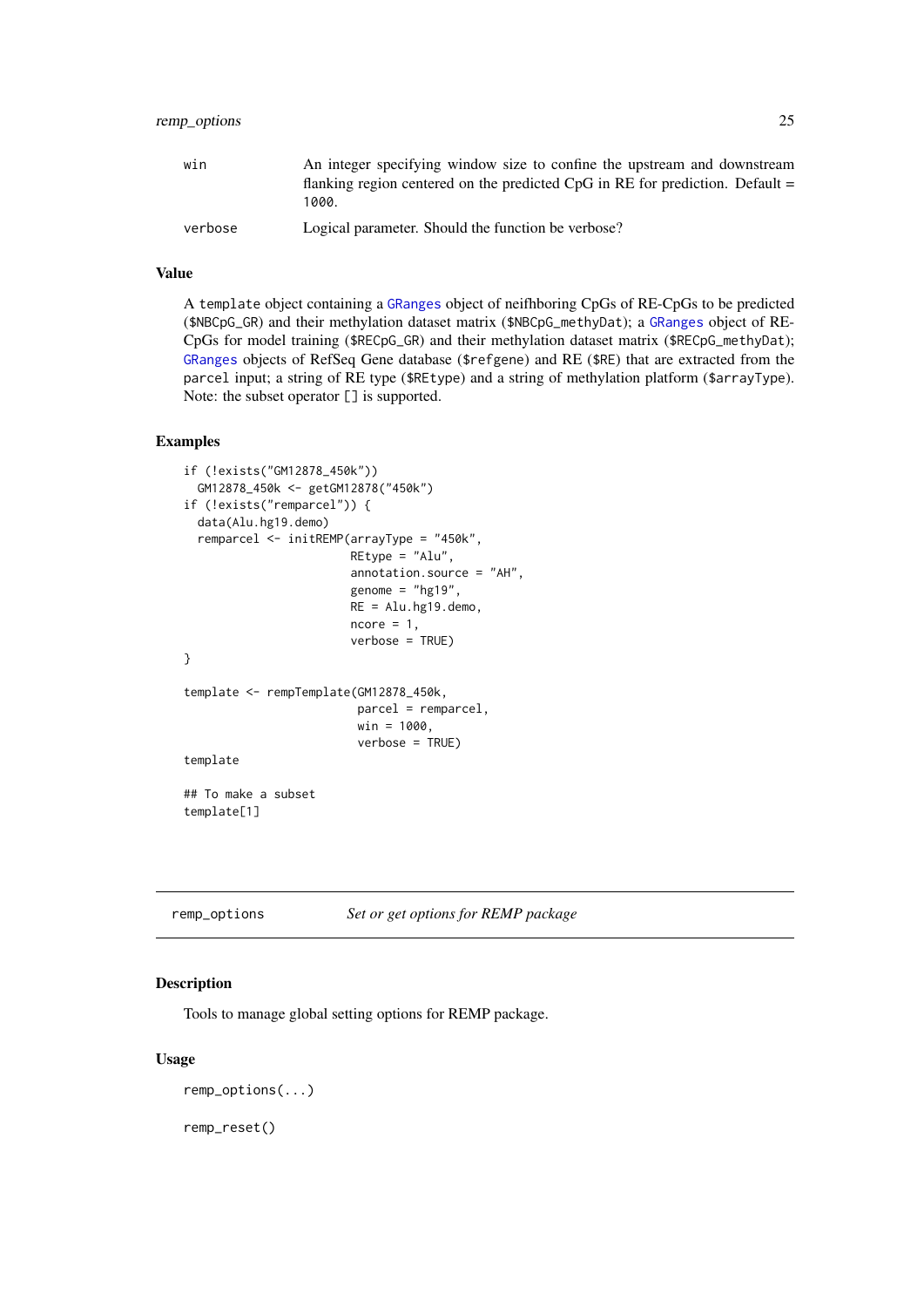| | |
|---|---|
| win | An integer specifying window size to confine the upstream and downstream flanking region centered on the predicted CpG in RE for prediction. Default = `1000`. |
| verbose | Logical parameter. Should the function be verbose? |

### Value

A `template` object containing a `GRanges` object of neifhboring CpGs of RE-CpGs to be predicted (`$NBCpG_GR`) and their methylation dataset matrix (`$NBCpG_methyDat`); a `GRanges` object of RE-CpGs for model training (`$RECpG_GR`) and their methylation dataset matrix (`$RECpG_methyDat`); `GRanges` objects of RefSeq Gene database (`$refgene`) and RE (`$RE`) that are extracted from the `parcel` input; a string of RE type (`$REtype`) and a string of methylation platform (`$arrayType`). Note: the subset operator `[]` is supported.

### Examples

```
if (!exists("GM12878_450k"))
  GM12878_450k <- getGM12878("450k")
if (!exists("remparcel")) {
  data(Alu.hg19.demo)
  remparcel <- initREMP(arrayType = "450k",
                        REtype = "Alu",
                        annotation.source = "AH",
                        genome = "hg19",
                        RE = Alu.hg19.demo,
                        ncore = 1,
                        verbose = TRUE)
}

template <- rempTemplate(GM12878_450k,
                         parcel = remparcel,
                         win = 1000,
                         verbose = TRUE)
template

## To make a subset
template[1]
```

---

## remp_options — *Set or get options for REMP package*

### Description

Tools to manage global setting options for REMP package.

### Usage

```
remp_options(...)

remp_reset()
```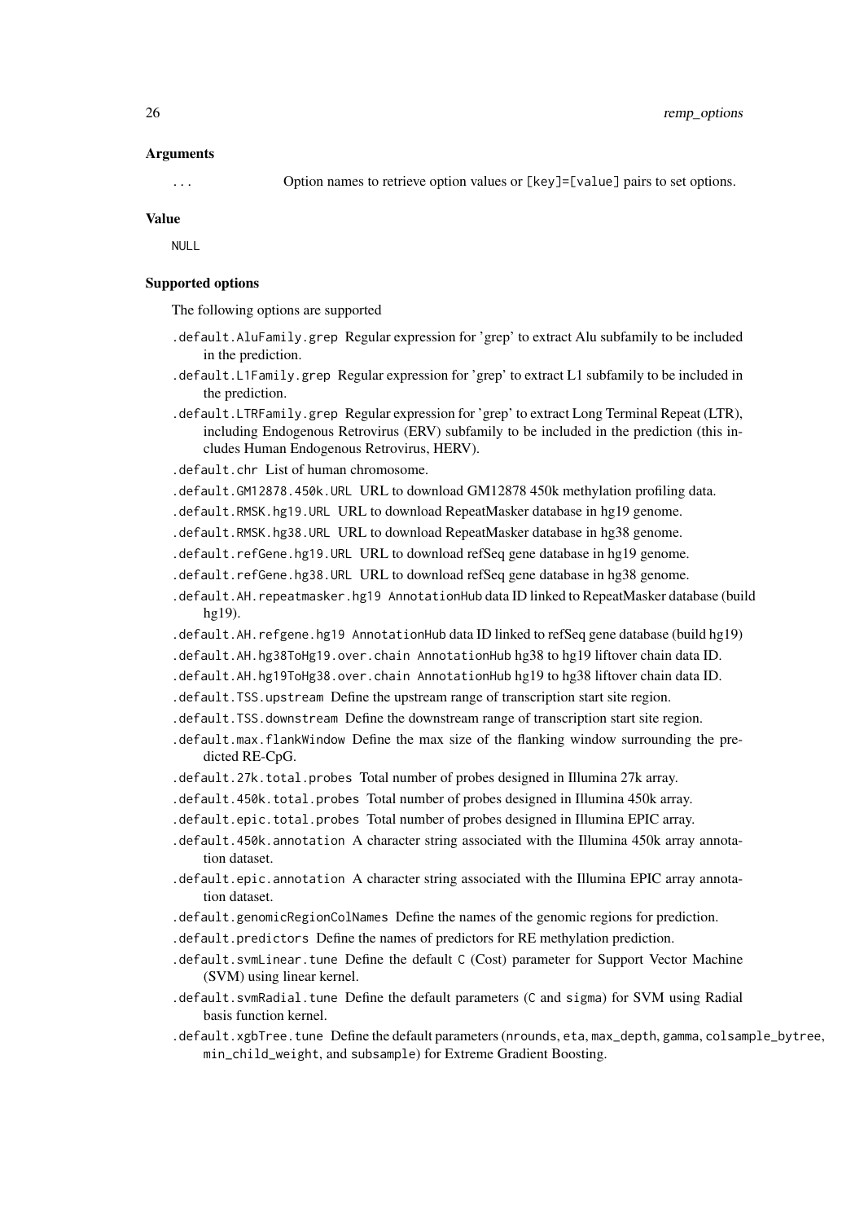### Arguments

`...` Option names to retrieve option values or `[key]=[value]` pairs to set options.

### Value

`NULL`

### Supported options

The following options are supported

- `.default.AluFamily.grep` Regular expression for 'grep' to extract Alu subfamily to be included in the prediction.
- `.default.L1Family.grep` Regular expression for 'grep' to extract L1 subfamily to be included in the prediction.
- `.default.LTRFamily.grep` Regular expression for 'grep' to extract Long Terminal Repeat (LTR), including Endogenous Retrovirus (ERV) subfamily to be included in the prediction (this includes Human Endogenous Retrovirus, HERV).
- `.default.chr` List of human chromosome.
- `.default.GM12878.450k.URL` URL to download GM12878 450k methylation profiling data.
- `.default.RMSK.hg19.URL` URL to download RepeatMasker database in hg19 genome.
- `.default.RMSK.hg38.URL` URL to download RepeatMasker database in hg38 genome.
- `.default.refGene.hg19.URL` URL to download refSeq gene database in hg19 genome.
- `.default.refGene.hg38.URL` URL to download refSeq gene database in hg38 genome.
- `.default.AH.repeatmasker.hg19` AnnotationHub data ID linked to RepeatMasker database (build hg19).
- `.default.AH.refgene.hg19` AnnotationHub data ID linked to refSeq gene database (build hg19)
- `.default.AH.hg38ToHg19.over.chain` AnnotationHub hg38 to hg19 liftover chain data ID.
- `.default.AH.hg19ToHg38.over.chain` AnnotationHub hg19 to hg38 liftover chain data ID.
- `.default.TSS.upstream` Define the upstream range of transcription start site region.
- `.default.TSS.downstream` Define the downstream range of transcription start site region.
- `.default.max.flankWindow` Define the max size of the flanking window surrounding the predicted RE-CpG.
- `.default.27k.total.probes` Total number of probes designed in Illumina 27k array.
- `.default.450k.total.probes` Total number of probes designed in Illumina 450k array.
- `.default.epic.total.probes` Total number of probes designed in Illumina EPIC array.
- `.default.450k.annotation` A character string associated with the Illumina 450k array annotation dataset.
- `.default.epic.annotation` A character string associated with the Illumina EPIC array annotation dataset.
- `.default.genomicRegionColNames` Define the names of the genomic regions for prediction.
- `.default.predictors` Define the names of predictors for RE methylation prediction.
- `.default.svmLinear.tune` Define the default `C` (Cost) parameter for Support Vector Machine (SVM) using linear kernel.
- `.default.svmRadial.tune` Define the default parameters (`C` and `sigma`) for SVM using Radial basis function kernel.
- `.default.xgbTree.tune` Define the default parameters (`nrounds`, `eta`, `max_depth`, `gamma`, `colsample_bytree`, `min_child_weight`, and `subsample`) for Extreme Gradient Boosting.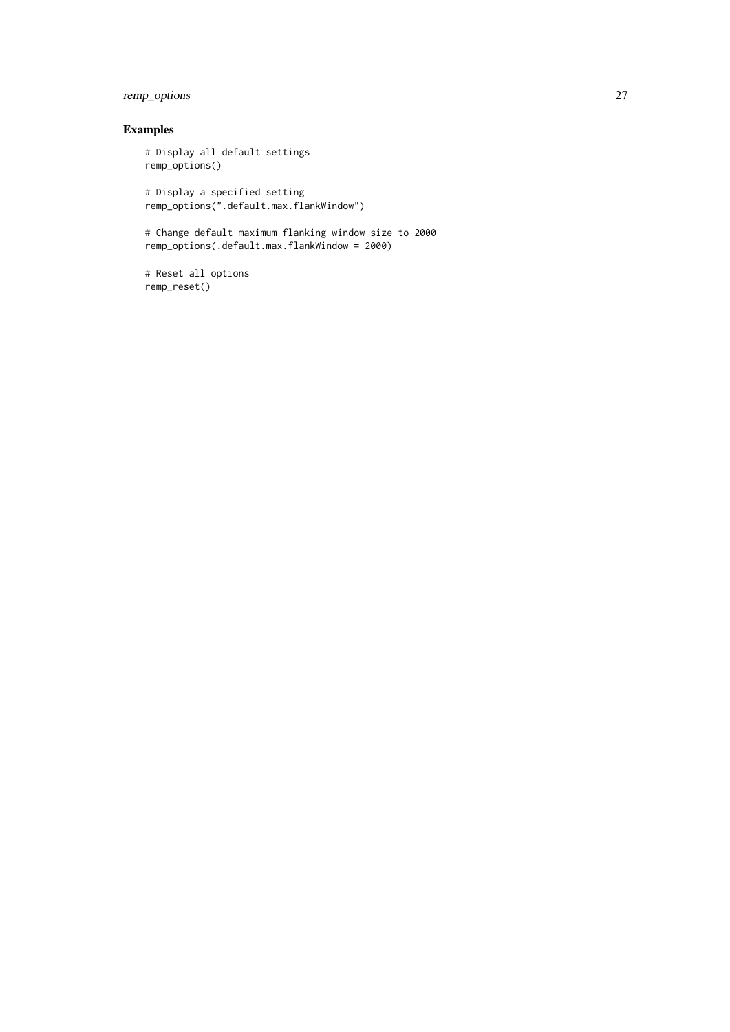## Examples

```
# Display all default settings
remp_options()

# Display a specified setting
remp_options(".default.max.flankWindow")

# Change default maximum flanking window size to 2000
remp_options(.default.max.flankWindow = 2000)

# Reset all options
remp_reset()
```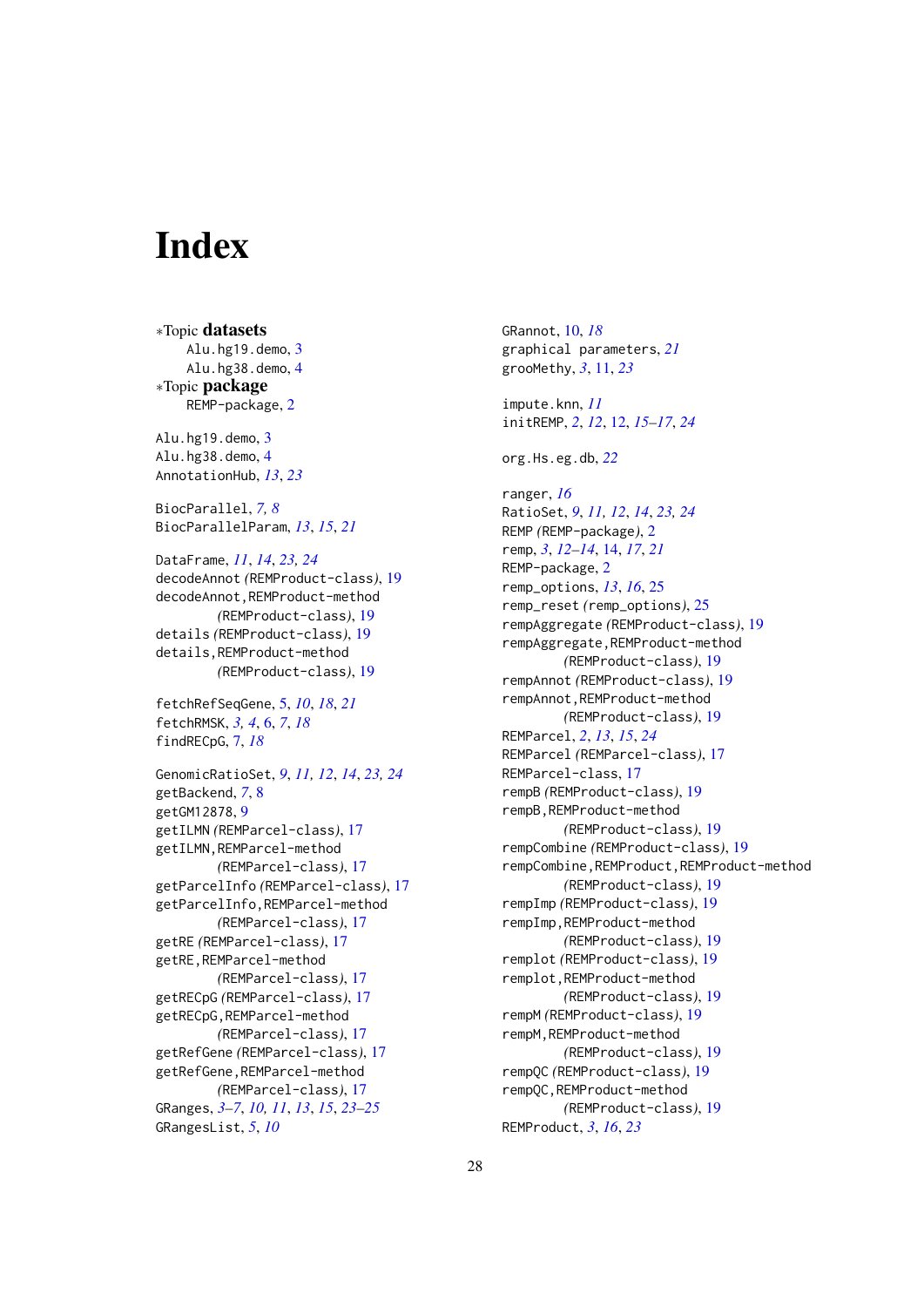# Index

*Topic **datasets**
- Alu.hg19.demo, 3
- Alu.hg38.demo, 4

*Topic **package**
- REMP-package, 2

Alu.hg19.demo, 3
Alu.hg38.demo, 4
AnnotationHub, *13*, *23*

BiocParallel, *7, 8*
BiocParallelParam, *13*, *15*, *21*

DataFrame, *11*, *14*, *23, 24*
decodeAnnot *(*REMProduct-class*)*, 19
decodeAnnot,REMProduct-method *(*REMProduct-class*)*, 19
details *(*REMProduct-class*)*, 19
details,REMProduct-method *(*REMProduct-class*)*, 19

fetchRefSeqGene, 5, *10*, *18*, *21*
fetchRMSK, *3, 4*, 6, *7*, *18*
findRECpG, 7, *18*

GenomicRatioSet, *9*, *11, 12*, *14*, *23, 24*
getBackend, *7*, 8
getGM12878, 9
getILMN *(*REMParcel-class*)*, 17
getILMN,REMParcel-method *(*REMParcel-class*)*, 17
getParcelInfo *(*REMParcel-class*)*, 17
getParcelInfo,REMParcel-method *(*REMParcel-class*)*, 17
getRE *(*REMParcel-class*)*, 17
getRE,REMParcel-method *(*REMParcel-class*)*, 17
getRECpG *(*REMParcel-class*)*, 17
getRECpG,REMParcel-method *(*REMParcel-class*)*, 17
getRefGene *(*REMParcel-class*)*, 17
getRefGene,REMParcel-method *(*REMParcel-class*)*, 17
GRanges, *3–7*, *10, 11*, *13*, *15*, *23–25*
GRangesList, *5*, *10*

GRannot, 10, *18*
graphical parameters, *21*
grooMethy, *3*, 11, *23*

impute.knn, *11*
initREMP, *2*, *12*, 12, *15–17*, *24*

org.Hs.eg.db, *22*

ranger, *16*
RatioSet, *9*, *11, 12*, *14*, *23, 24*
REMP *(*REMP-package*)*, 2
remp, *3*, *12–14*, 14, *17*, *21*
REMP-package, 2
remp_options, *13*, *16*, 25
remp_reset *(*remp_options*)*, 25
rempAggregate *(*REMProduct-class*)*, 19
rempAggregate,REMProduct-method *(*REMProduct-class*)*, 19
rempAnnot *(*REMProduct-class*)*, 19
rempAnnot,REMProduct-method *(*REMProduct-class*)*, 19
REMParcel, *2*, *13*, *15*, *24*
REMParcel *(*REMParcel-class*)*, 17
REMParcel-class, 17
rempB *(*REMProduct-class*)*, 19
rempB,REMProduct-method *(*REMProduct-class*)*, 19
rempCombine *(*REMProduct-class*)*, 19
rempCombine,REMProduct,REMProduct-method *(*REMProduct-class*)*, 19
rempImp *(*REMProduct-class*)*, 19
rempImp,REMProduct-method *(*REMProduct-class*)*, 19
remplot *(*REMProduct-class*)*, 19
remplot,REMProduct-method *(*REMProduct-class*)*, 19
rempM *(*REMProduct-class*)*, 19
rempM,REMProduct-method *(*REMProduct-class*)*, 19
rempQC *(*REMProduct-class*)*, 19
rempQC,REMProduct-method *(*REMProduct-class*)*, 19
REMProduct, *3*, *16*, *23*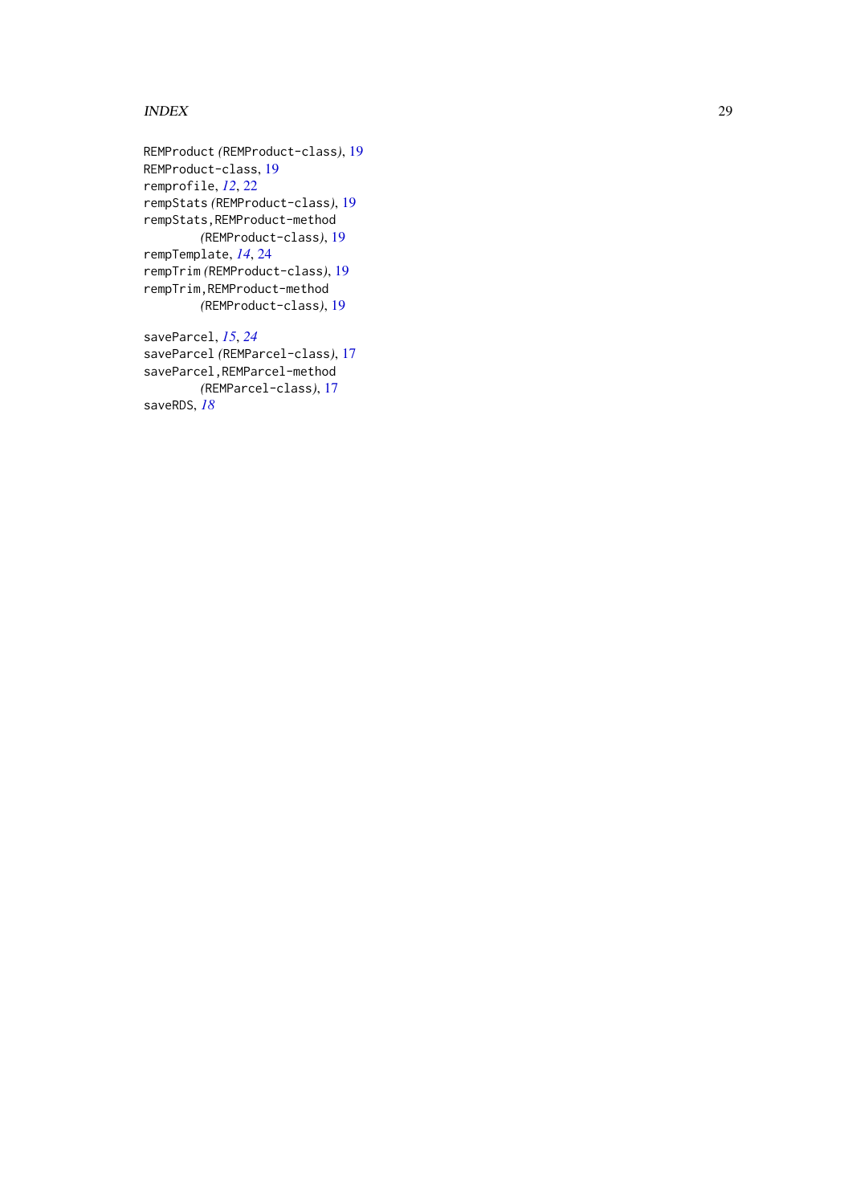REMProduct (REMProduct-class), 19
REMProduct-class, 19
remprofile, *12*, 22
rempStats (REMProduct-class), 19
rempStats,REMProduct-method
        (REMProduct-class), 19
rempTemplate, *14*, 24
rempTrim (REMProduct-class), 19
rempTrim,REMProduct-method
        (REMProduct-class), 19

saveParcel, *15*, *24*
saveParcel (REMParcel-class), 17
saveParcel,REMParcel-method
        (REMParcel-class), 17
saveRDS, *18*